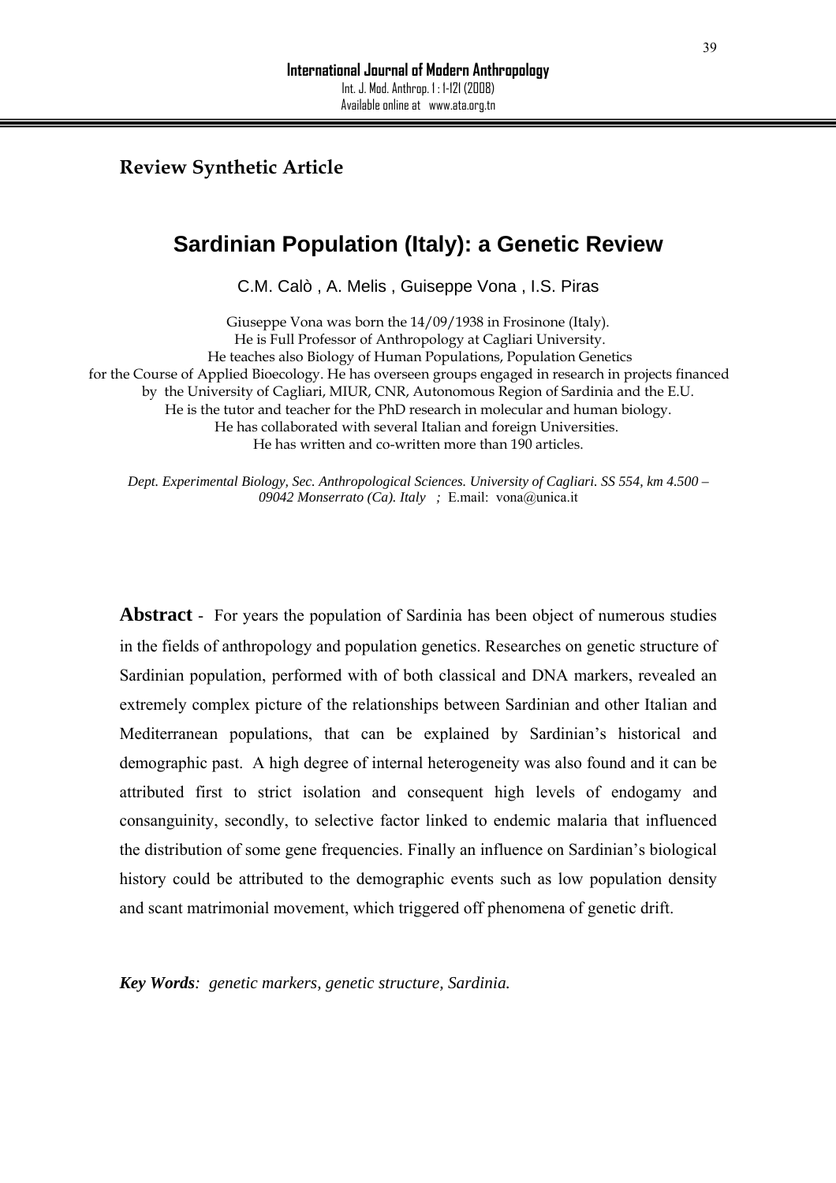**Review Synthetic Article**

# Sardinian Population (Italy): a Genetic Review

C.M. Calò , A. Melis , Guiseppe Vona , I.S. Piras

Giuseppe Vona was born the 14/09/1938 in Frosinone (Italy).
He is Full Professor of Anthropology at Cagliari University.
He teaches also Biology of Human Populations, Population Genetics
for the Course of Applied Bioecology. He has overseen groups engaged in research in projects financed by the University of Cagliari, MIUR, CNR, Autonomous Region of Sardinia and the E.U.
He is the tutor and teacher for the PhD research in molecular and human biology.
He has collaborated with several Italian and foreign Universities.
He has written and co-written more than 190 articles.

*Dept. Experimental Biology, Sec. Anthropological Sciences. University of Cagliari. SS 554, km 4.500 – 09042 Monserrato (Ca). Italy ;* E.mail: vona@unica.it

**Abstract** - For years the population of Sardinia has been object of numerous studies in the fields of anthropology and population genetics. Researches on genetic structure of Sardinian population, performed with of both classical and DNA markers, revealed an extremely complex picture of the relationships between Sardinian and other Italian and Mediterranean populations, that can be explained by Sardinian's historical and demographic past. A high degree of internal heterogeneity was also found and it can be attributed first to strict isolation and consequent high levels of endogamy and consanguinity, secondly, to selective factor linked to endemic malaria that influenced the distribution of some gene frequencies. Finally an influence on Sardinian's biological history could be attributed to the demographic events such as low population density and scant matrimonial movement, which triggered off phenomena of genetic drift.

***Key Words**: genetic markers, genetic structure, Sardinia.*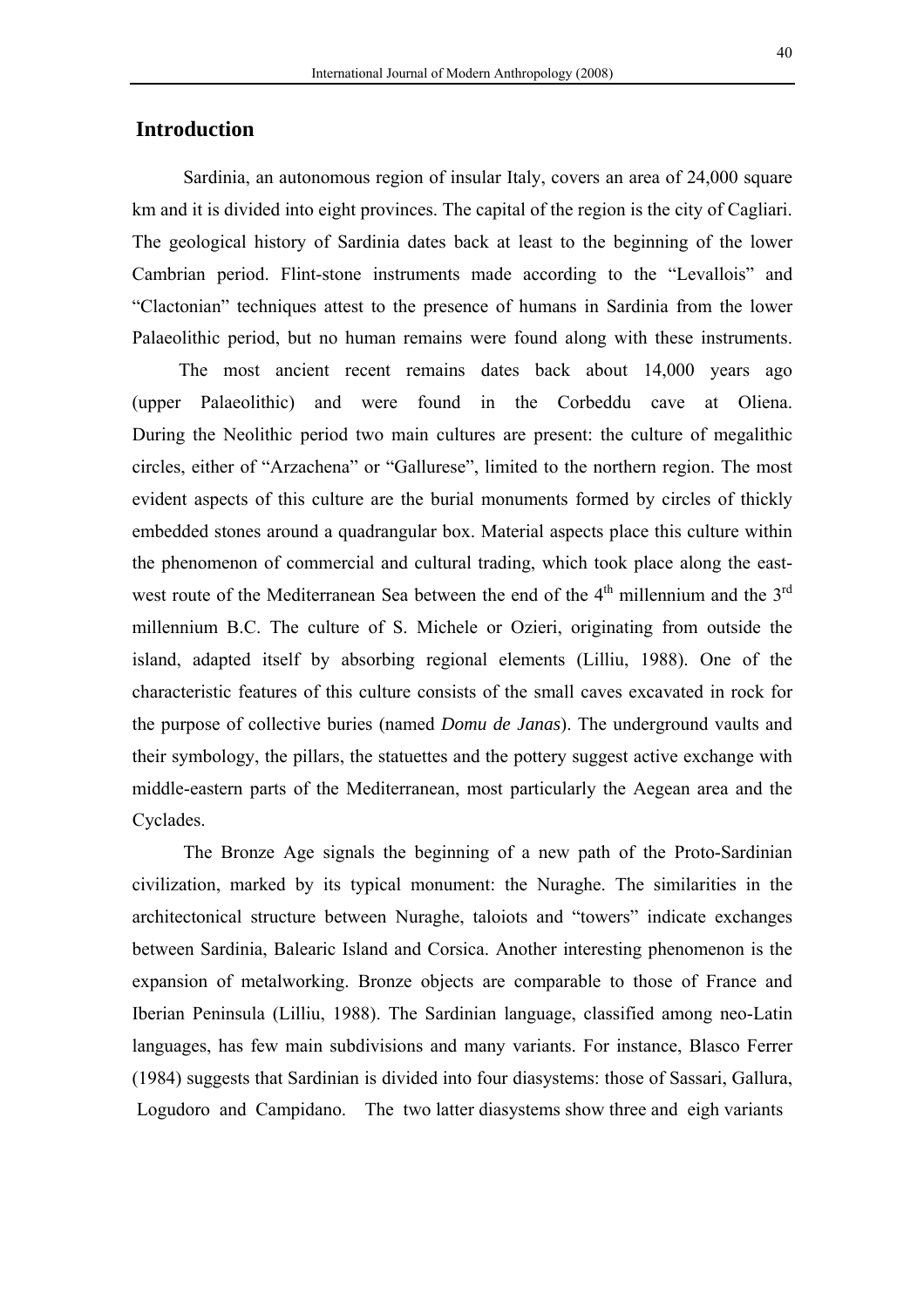## Introduction

Sardinia, an autonomous region of insular Italy, covers an area of 24,000 square km and it is divided into eight provinces. The capital of the region is the city of Cagliari. The geological history of Sardinia dates back at least to the beginning of the lower Cambrian period. Flint-stone instruments made according to the "Levallois" and "Clactonian" techniques attest to the presence of humans in Sardinia from the lower Palaeolithic period, but no human remains were found along with these instruments.

The most ancient recent remains dates back about 14,000 years ago (upper Palaeolithic) and were found in the Corbeddu cave at Oliena. During the Neolithic period two main cultures are present: the culture of megalithic circles, either of "Arzachena" or "Gallurese", limited to the northern region. The most evident aspects of this culture are the burial monuments formed by circles of thickly embedded stones around a quadrangular box. Material aspects place this culture within the phenomenon of commercial and cultural trading, which took place along the east-west route of the Mediterranean Sea between the end of the 4th millennium and the 3rd millennium B.C. The culture of S. Michele or Ozieri, originating from outside the island, adapted itself by absorbing regional elements (Lilliu, 1988). One of the characteristic features of this culture consists of the small caves excavated in rock for the purpose of collective buries (named *Domu de Janas*). The underground vaults and their symbology, the pillars, the statuettes and the pottery suggest active exchange with middle-eastern parts of the Mediterranean, most particularly the Aegean area and the Cyclades.

The Bronze Age signals the beginning of a new path of the Proto-Sardinian civilization, marked by its typical monument: the Nuraghe. The similarities in the architectonical structure between Nuraghe, taloiots and "towers" indicate exchanges between Sardinia, Balearic Island and Corsica. Another interesting phenomenon is the expansion of metalworking. Bronze objects are comparable to those of France and Iberian Peninsula (Lilliu, 1988). The Sardinian language, classified among neo-Latin languages, has few main subdivisions and many variants. For instance, Blasco Ferrer (1984) suggests that Sardinian is divided into four diasystems: those of Sassari, Gallura, Logudoro and Campidano. The two latter diasystems show three and eigh variants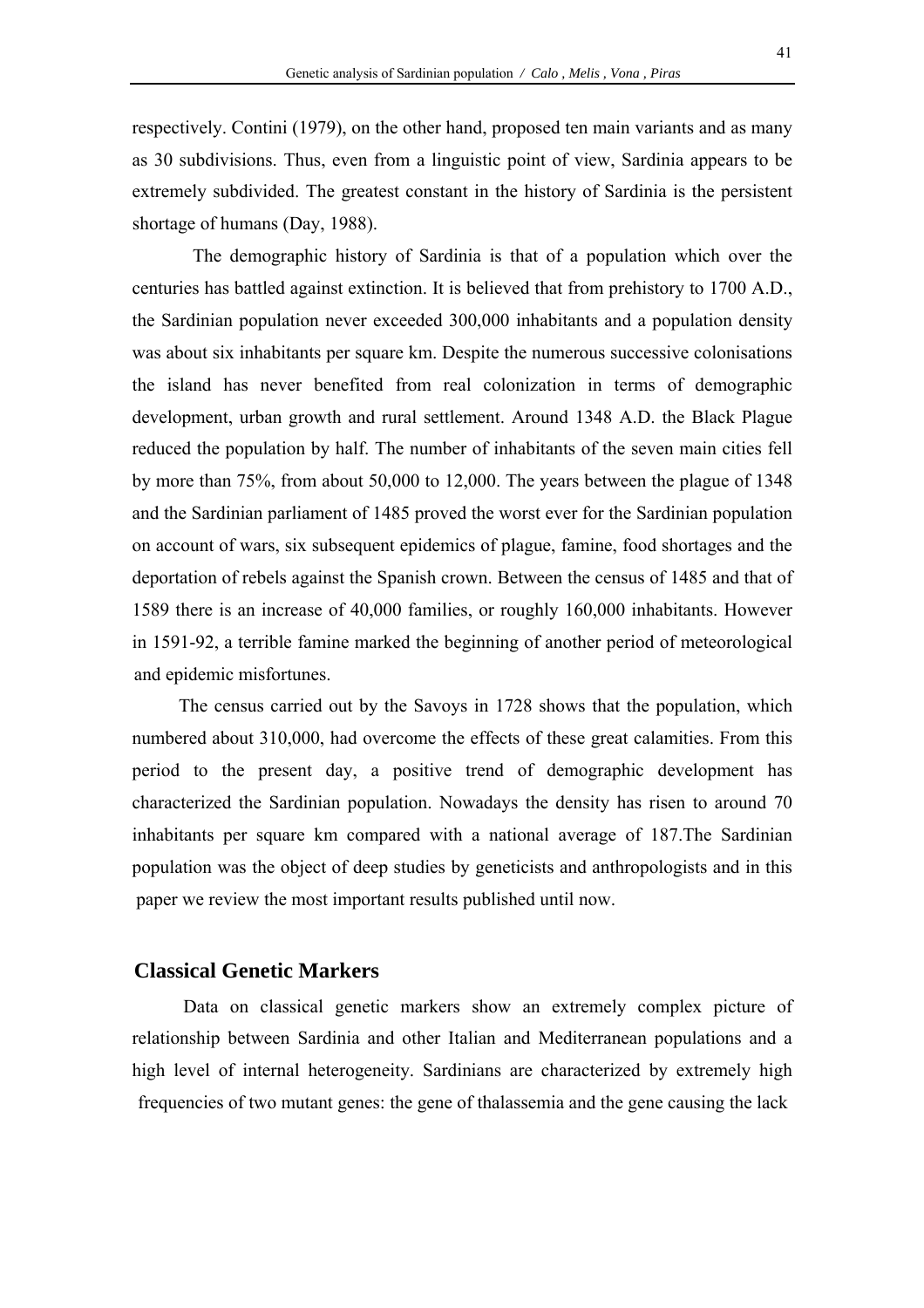respectively. Contini (1979), on the other hand, proposed ten main variants and as many as 30 subdivisions. Thus, even from a linguistic point of view, Sardinia appears to be extremely subdivided. The greatest constant in the history of Sardinia is the persistent shortage of humans (Day, 1988).

The demographic history of Sardinia is that of a population which over the centuries has battled against extinction. It is believed that from prehistory to 1700 A.D., the Sardinian population never exceeded 300,000 inhabitants and a population density was about six inhabitants per square km. Despite the numerous successive colonisations the island has never benefited from real colonization in terms of demographic development, urban growth and rural settlement. Around 1348 A.D. the Black Plague reduced the population by half. The number of inhabitants of the seven main cities fell by more than 75%, from about 50,000 to 12,000. The years between the plague of 1348 and the Sardinian parliament of 1485 proved the worst ever for the Sardinian population on account of wars, six subsequent epidemics of plague, famine, food shortages and the deportation of rebels against the Spanish crown. Between the census of 1485 and that of 1589 there is an increase of 40,000 families, or roughly 160,000 inhabitants. However in 1591-92, a terrible famine marked the beginning of another period of meteorological and epidemic misfortunes.

The census carried out by the Savoys in 1728 shows that the population, which numbered about 310,000, had overcome the effects of these great calamities. From this period to the present day, a positive trend of demographic development has characterized the Sardinian population. Nowadays the density has risen to around 70 inhabitants per square km compared with a national average of 187.The Sardinian population was the object of deep studies by geneticists and anthropologists and in this paper we review the most important results published until now.

## Classical Genetic Markers

Data on classical genetic markers show an extremely complex picture of relationship between Sardinia and other Italian and Mediterranean populations and a high level of internal heterogeneity. Sardinians are characterized by extremely high frequencies of two mutant genes: the gene of thalassemia and the gene causing the lack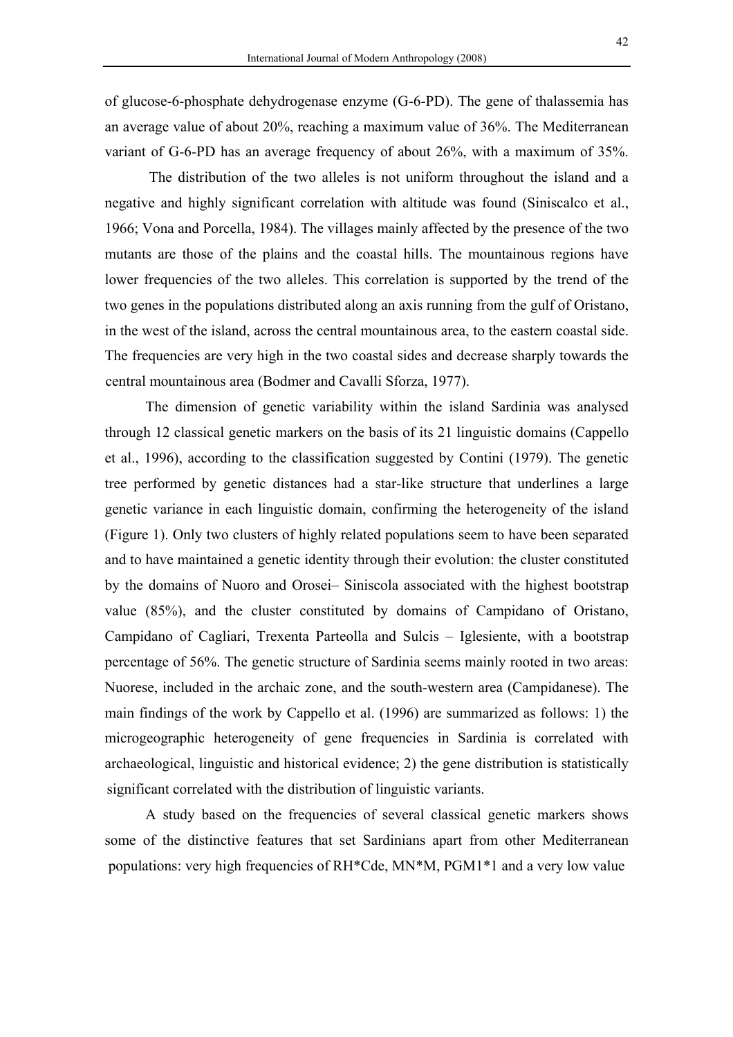of glucose-6-phosphate dehydrogenase enzyme (G-6-PD). The gene of thalassemia has an average value of about 20%, reaching a maximum value of 36%. The Mediterranean variant of G-6-PD has an average frequency of about 26%, with a maximum of 35%.

The distribution of the two alleles is not uniform throughout the island and a negative and highly significant correlation with altitude was found (Siniscalco et al., 1966; Vona and Porcella, 1984). The villages mainly affected by the presence of the two mutants are those of the plains and the coastal hills. The mountainous regions have lower frequencies of the two alleles. This correlation is supported by the trend of the two genes in the populations distributed along an axis running from the gulf of Oristano, in the west of the island, across the central mountainous area, to the eastern coastal side. The frequencies are very high in the two coastal sides and decrease sharply towards the central mountainous area (Bodmer and Cavalli Sforza, 1977).

The dimension of genetic variability within the island Sardinia was analysed through 12 classical genetic markers on the basis of its 21 linguistic domains (Cappello et al., 1996), according to the classification suggested by Contini (1979). The genetic tree performed by genetic distances had a star-like structure that underlines a large genetic variance in each linguistic domain, confirming the heterogeneity of the island (Figure 1). Only two clusters of highly related populations seem to have been separated and to have maintained a genetic identity through their evolution: the cluster constituted by the domains of Nuoro and Orosei– Siniscola associated with the highest bootstrap value (85%), and the cluster constituted by domains of Campidano of Oristano, Campidano of Cagliari, Trexenta Parteolla and Sulcis – Iglesiente, with a bootstrap percentage of 56%. The genetic structure of Sardinia seems mainly rooted in two areas: Nuorese, included in the archaic zone, and the south-western area (Campidanese). The main findings of the work by Cappello et al. (1996) are summarized as follows: 1) the microgeographic heterogeneity of gene frequencies in Sardinia is correlated with archaeological, linguistic and historical evidence; 2) the gene distribution is statistically significant correlated with the distribution of linguistic variants.

A study based on the frequencies of several classical genetic markers shows some of the distinctive features that set Sardinians apart from other Mediterranean populations: very high frequencies of RH*Cde, MN*M, PGM1*1 and a very low value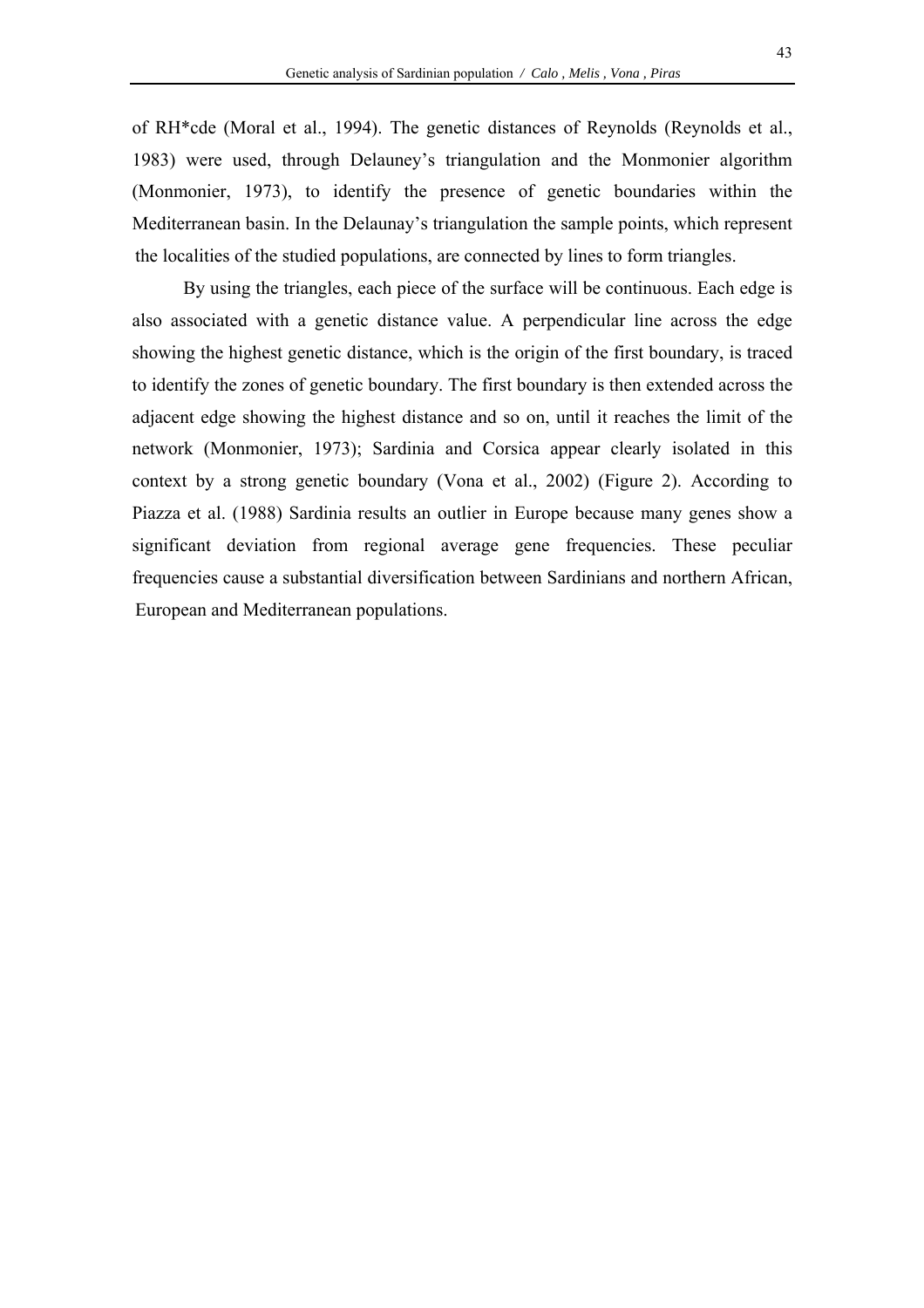of RH*cde (Moral et al., 1994). The genetic distances of Reynolds (Reynolds et al., 1983) were used, through Delauney's triangulation and the Monmonier algorithm (Monmonier, 1973), to identify the presence of genetic boundaries within the Mediterranean basin. In the Delaunay's triangulation the sample points, which represent the localities of the studied populations, are connected by lines to form triangles.

By using the triangles, each piece of the surface will be continuous. Each edge is also associated with a genetic distance value. A perpendicular line across the edge showing the highest genetic distance, which is the origin of the first boundary, is traced to identify the zones of genetic boundary. The first boundary is then extended across the adjacent edge showing the highest distance and so on, until it reaches the limit of the network (Monmonier, 1973); Sardinia and Corsica appear clearly isolated in this context by a strong genetic boundary (Vona et al., 2002) (Figure 2). According to Piazza et al. (1988) Sardinia results an outlier in Europe because many genes show a significant deviation from regional average gene frequencies. These peculiar frequencies cause a substantial diversification between Sardinians and northern African, European and Mediterranean populations.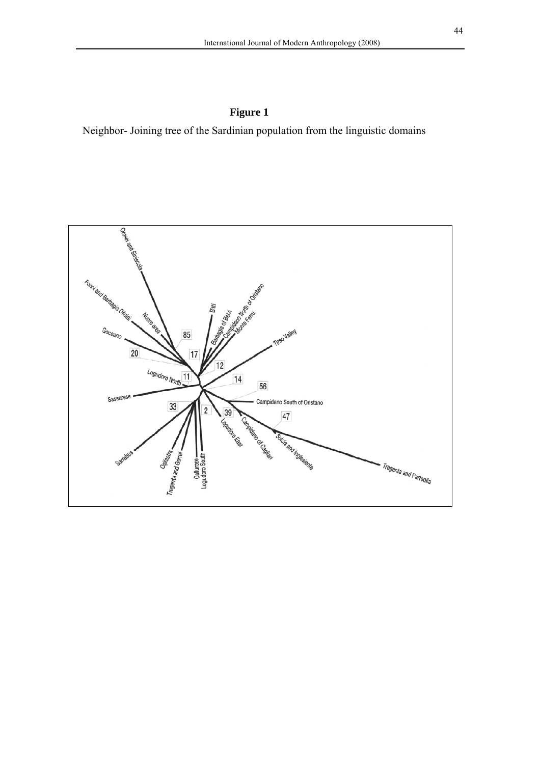**Figure 1**

Neighbor- Joining tree of the Sardinian population from the linguistic domains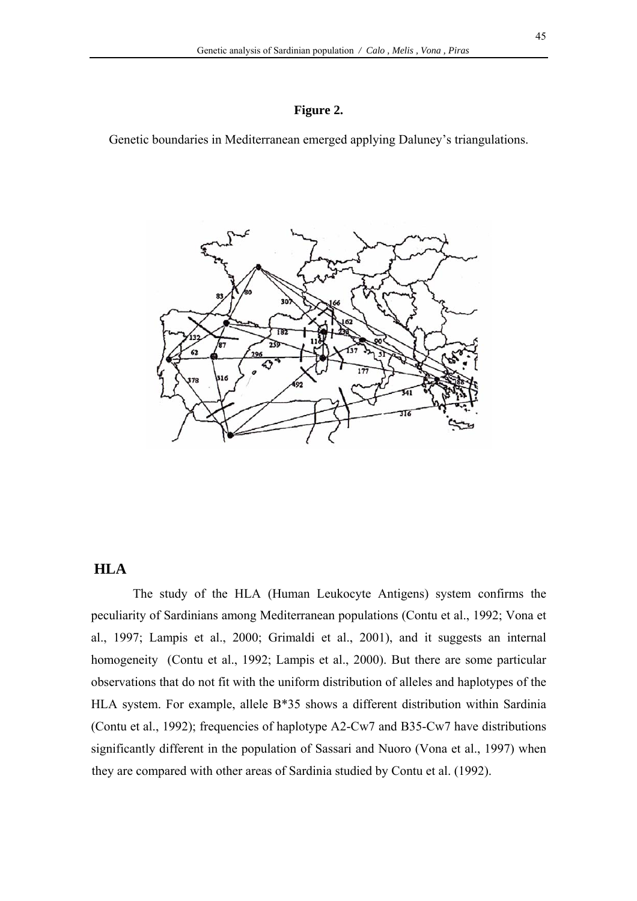**Figure 2.**

Genetic boundaries in Mediterranean emerged applying Daluney's triangulations.

## HLA

The study of the HLA (Human Leukocyte Antigens) system confirms the peculiarity of Sardinians among Mediterranean populations (Contu et al., 1992; Vona et al., 1997; Lampis et al., 2000; Grimaldi et al., 2001), and it suggests an internal homogeneity (Contu et al., 1992; Lampis et al., 2000). But there are some particular observations that do not fit with the uniform distribution of alleles and haplotypes of the HLA system. For example, allele B*35 shows a different distribution within Sardinia (Contu et al., 1992); frequencies of haplotype A2-Cw7 and B35-Cw7 have distributions significantly different in the population of Sassari and Nuoro (Vona et al., 1997) when they are compared with other areas of Sardinia studied by Contu et al. (1992).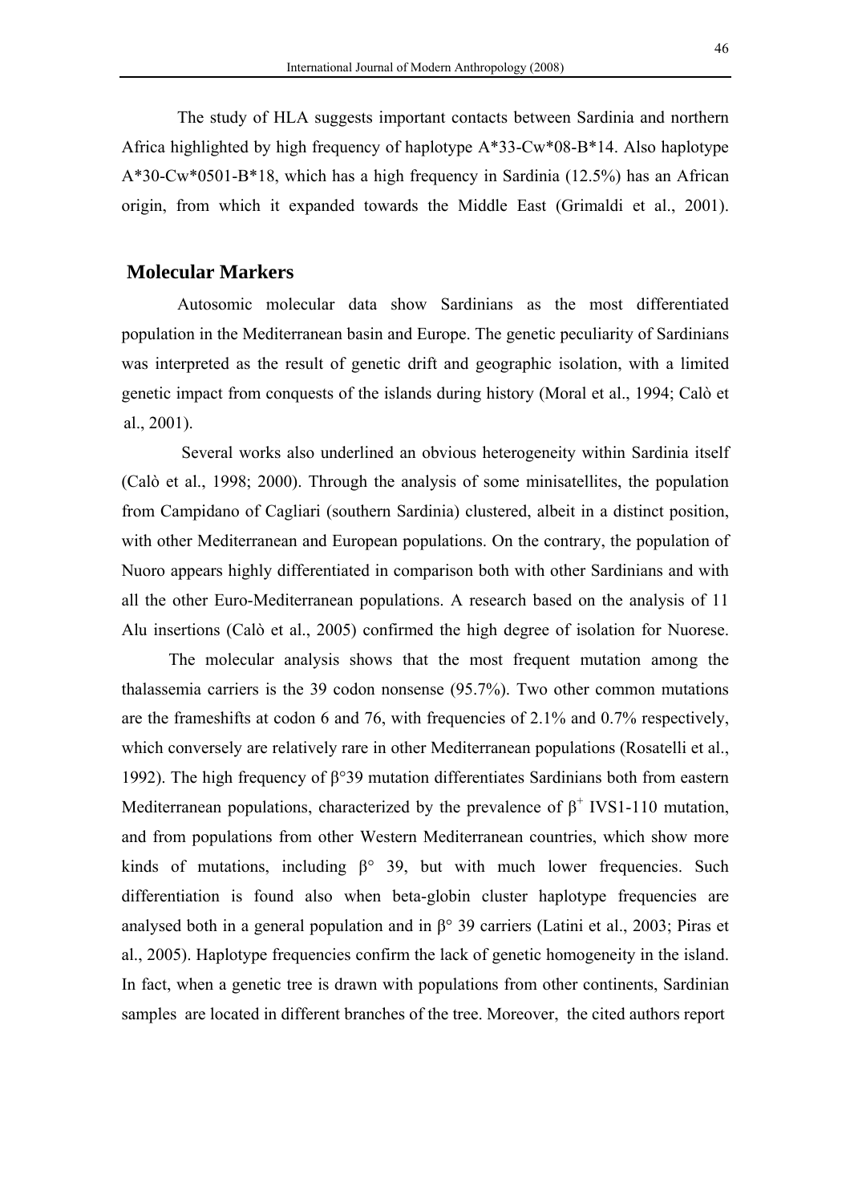The study of HLA suggests important contacts between Sardinia and northern Africa highlighted by high frequency of haplotype A*33-Cw*08-B*14. Also haplotype A*30-Cw*0501-B*18, which has a high frequency in Sardinia (12.5%) has an African origin, from which it expanded towards the Middle East (Grimaldi et al., 2001).

## Molecular Markers

Autosomic molecular data show Sardinians as the most differentiated population in the Mediterranean basin and Europe. The genetic peculiarity of Sardinians was interpreted as the result of genetic drift and geographic isolation, with a limited genetic impact from conquests of the islands during history (Moral et al., 1994; Calò et al., 2001).

Several works also underlined an obvious heterogeneity within Sardinia itself (Calò et al., 1998; 2000). Through the analysis of some minisatellites, the population from Campidano of Cagliari (southern Sardinia) clustered, albeit in a distinct position, with other Mediterranean and European populations. On the contrary, the population of Nuoro appears highly differentiated in comparison both with other Sardinians and with all the other Euro-Mediterranean populations. A research based on the analysis of 11 Alu insertions (Calò et al., 2005) confirmed the high degree of isolation for Nuorese.

The molecular analysis shows that the most frequent mutation among the thalassemia carriers is the 39 codon nonsense (95.7%). Two other common mutations are the frameshifts at codon 6 and 76, with frequencies of 2.1% and 0.7% respectively, which conversely are relatively rare in other Mediterranean populations (Rosatelli et al., 1992). The high frequency of β°39 mutation differentiates Sardinians both from eastern Mediterranean populations, characterized by the prevalence of $\beta^+$ IVS1-110 mutation, and from populations from other Western Mediterranean countries, which show more kinds of mutations, including β° 39, but with much lower frequencies. Such differentiation is found also when beta-globin cluster haplotype frequencies are analysed both in a general population and in β° 39 carriers (Latini et al., 2003; Piras et al., 2005). Haplotype frequencies confirm the lack of genetic homogeneity in the island. In fact, when a genetic tree is drawn with populations from other continents, Sardinian samples are located in different branches of the tree. Moreover, the cited authors report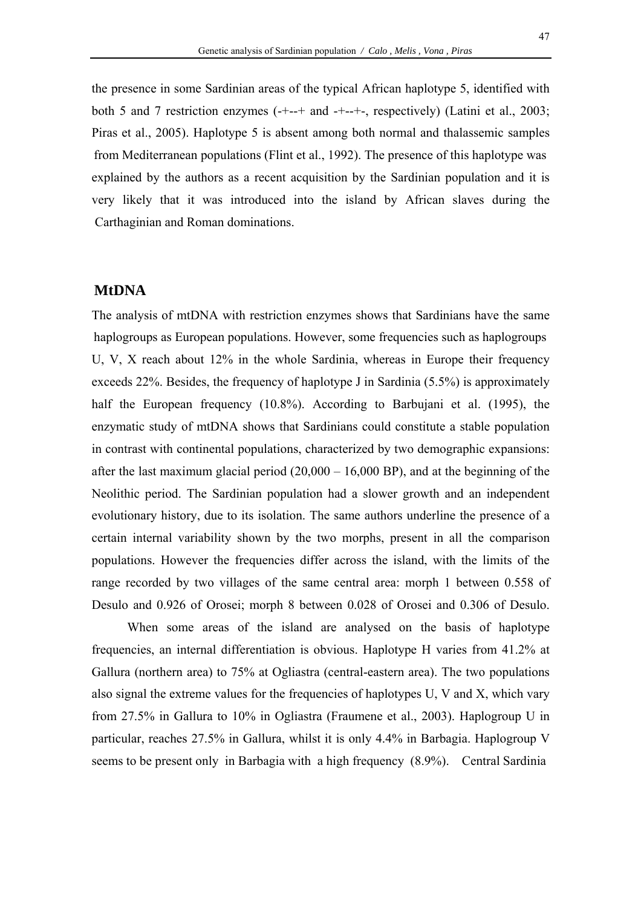the presence in some Sardinian areas of the typical African haplotype 5, identified with both 5 and 7 restriction enzymes (-+--+ and -+--+-, respectively) (Latini et al., 2003; Piras et al., 2005). Haplotype 5 is absent among both normal and thalassemic samples from Mediterranean populations (Flint et al., 1992). The presence of this haplotype was explained by the authors as a recent acquisition by the Sardinian population and it is very likely that it was introduced into the island by African slaves during the Carthaginian and Roman dominations.

## MtDNA

The analysis of mtDNA with restriction enzymes shows that Sardinians have the same haplogroups as European populations. However, some frequencies such as haplogroups U, V, X reach about 12% in the whole Sardinia, whereas in Europe their frequency exceeds 22%. Besides, the frequency of haplotype J in Sardinia (5.5%) is approximately half the European frequency (10.8%). According to Barbujani et al. (1995), the enzymatic study of mtDNA shows that Sardinians could constitute a stable population in contrast with continental populations, characterized by two demographic expansions: after the last maximum glacial period (20,000 – 16,000 BP), and at the beginning of the Neolithic period. The Sardinian population had a slower growth and an independent evolutionary history, due to its isolation. The same authors underline the presence of a certain internal variability shown by the two morphs, present in all the comparison populations. However the frequencies differ across the island, with the limits of the range recorded by two villages of the same central area: morph 1 between 0.558 of Desulo and 0.926 of Orosei; morph 8 between 0.028 of Orosei and 0.306 of Desulo.

When some areas of the island are analysed on the basis of haplotype frequencies, an internal differentiation is obvious. Haplotype H varies from 41.2% at Gallura (northern area) to 75% at Ogliastra (central-eastern area). The two populations also signal the extreme values for the frequencies of haplotypes U, V and X, which vary from 27.5% in Gallura to 10% in Ogliastra (Fraumene et al., 2003). Haplogroup U in particular, reaches 27.5% in Gallura, whilst it is only 4.4% in Barbagia. Haplogroup V seems to be present only in Barbagia with a high frequency (8.9%). Central Sardinia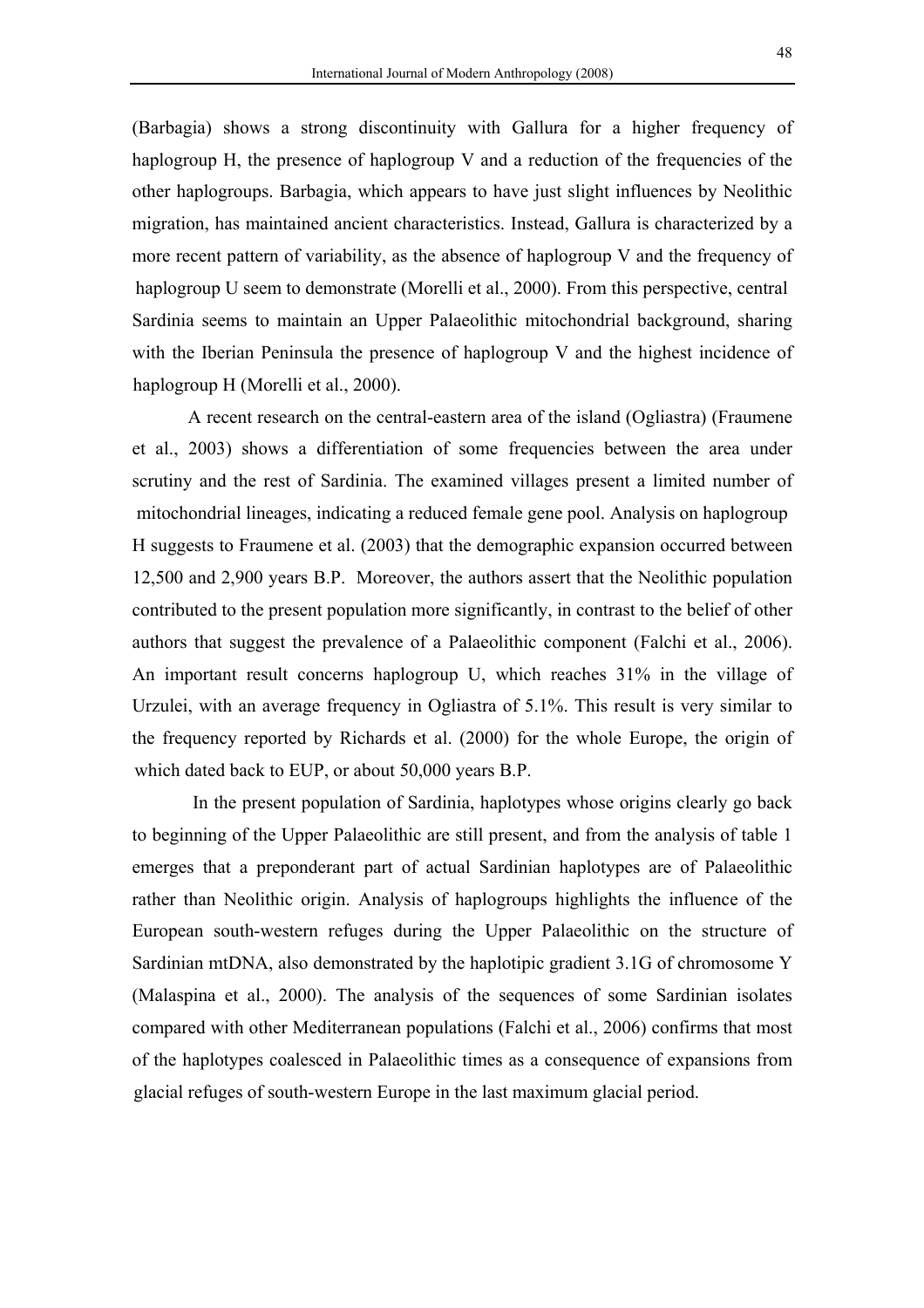(Barbagia) shows a strong discontinuity with Gallura for a higher frequency of haplogroup H, the presence of haplogroup V and a reduction of the frequencies of the other haplogroups. Barbagia, which appears to have just slight influences by Neolithic migration, has maintained ancient characteristics. Instead, Gallura is characterized by a more recent pattern of variability, as the absence of haplogroup V and the frequency of haplogroup U seem to demonstrate (Morelli et al., 2000). From this perspective, central Sardinia seems to maintain an Upper Palaeolithic mitochondrial background, sharing with the Iberian Peninsula the presence of haplogroup V and the highest incidence of haplogroup H (Morelli et al., 2000).

A recent research on the central-eastern area of the island (Ogliastra) (Fraumene et al., 2003) shows a differentiation of some frequencies between the area under scrutiny and the rest of Sardinia. The examined villages present a limited number of mitochondrial lineages, indicating a reduced female gene pool. Analysis on haplogroup H suggests to Fraumene et al. (2003) that the demographic expansion occurred between 12,500 and 2,900 years B.P. Moreover, the authors assert that the Neolithic population contributed to the present population more significantly, in contrast to the belief of other authors that suggest the prevalence of a Palaeolithic component (Falchi et al., 2006). An important result concerns haplogroup U, which reaches 31% in the village of Urzulei, with an average frequency in Ogliastra of 5.1%. This result is very similar to the frequency reported by Richards et al. (2000) for the whole Europe, the origin of which dated back to EUP, or about 50,000 years B.P.

In the present population of Sardinia, haplotypes whose origins clearly go back to beginning of the Upper Palaeolithic are still present, and from the analysis of table 1 emerges that a preponderant part of actual Sardinian haplotypes are of Palaeolithic rather than Neolithic origin. Analysis of haplogroups highlights the influence of the European south-western refuges during the Upper Palaeolithic on the structure of Sardinian mtDNA, also demonstrated by the haplotipic gradient 3.1G of chromosome Y (Malaspina et al., 2000). The analysis of the sequences of some Sardinian isolates compared with other Mediterranean populations (Falchi et al., 2006) confirms that most of the haplotypes coalesced in Palaeolithic times as a consequence of expansions from glacial refuges of south-western Europe in the last maximum glacial period.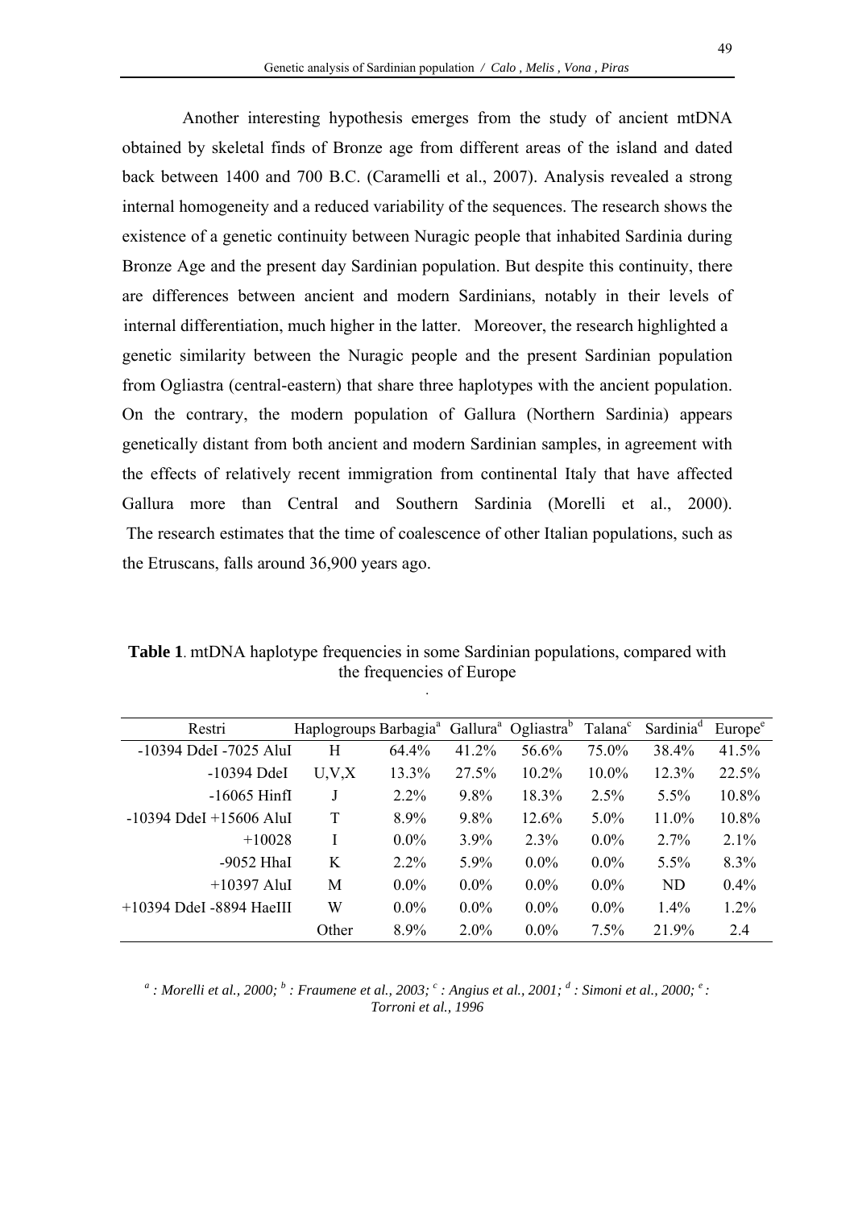Another interesting hypothesis emerges from the study of ancient mtDNA obtained by skeletal finds of Bronze age from different areas of the island and dated back between 1400 and 700 B.C. (Caramelli et al., 2007). Analysis revealed a strong internal homogeneity and a reduced variability of the sequences. The research shows the existence of a genetic continuity between Nuragic people that inhabited Sardinia during Bronze Age and the present day Sardinian population. But despite this continuity, there are differences between ancient and modern Sardinians, notably in their levels of internal differentiation, much higher in the latter. Moreover, the research highlighted a genetic similarity between the Nuragic people and the present Sardinian population from Ogliastra (central-eastern) that share three haplotypes with the ancient population. On the contrary, the modern population of Gallura (Northern Sardinia) appears genetically distant from both ancient and modern Sardinian samples, in agreement with the effects of relatively recent immigration from continental Italy that have affected Gallura more than Central and Southern Sardinia (Morelli et al., 2000). The research estimates that the time of coalescence of other Italian populations, such as the Etruscans, falls around 36,900 years ago.

**Table 1**. mtDNA haplotype frequencies in some Sardinian populations, compared with the frequencies of Europe

| Restri | Haplogroups | Barbagia[a] | Gallura[a] | Ogliastra[b] | Talana[c] | Sardinia[d] | Europe[e] |
|---|---|---|---|---|---|---|---|
| -10394 DdeI -7025 AluI | H | 64.4% | 41.2% | 56.6% | 75.0% | 38.4% | 41.5% |
| -10394 DdeI | U,V,X | 13.3% | 27.5% | 10.2% | 10.0% | 12.3% | 22.5% |
| -16065 HinfI | J | 2.2% | 9.8% | 18.3% | 2.5% | 5.5% | 10.8% |
| -10394 DdeI +15606 AluI | T | 8.9% | 9.8% | 12.6% | 5.0% | 11.0% | 10.8% |
| +10028 | I | 0.0% | 3.9% | 2.3% | 0.0% | 2.7% | 2.1% |
| -9052 HhaI | K | 2.2% | 5.9% | 0.0% | 0.0% | 5.5% | 8.3% |
| +10397 AluI | M | 0.0% | 0.0% | 0.0% | 0.0% | ND | 0.4% |
| +10394 DdeI -8894 HaeIII | W | 0.0% | 0.0% | 0.0% | 0.0% | 1.4% | 1.2% |
| | Other | 8.9% | 2.0% | 0.0% | 7.5% | 21.9% | 2.4 |

*[a] : Morelli et al., 2000; [b] : Fraumene et al., 2003; [c] : Angius et al., 2001; [d] : Simoni et al., 2000; [e] : Torroni et al., 1996*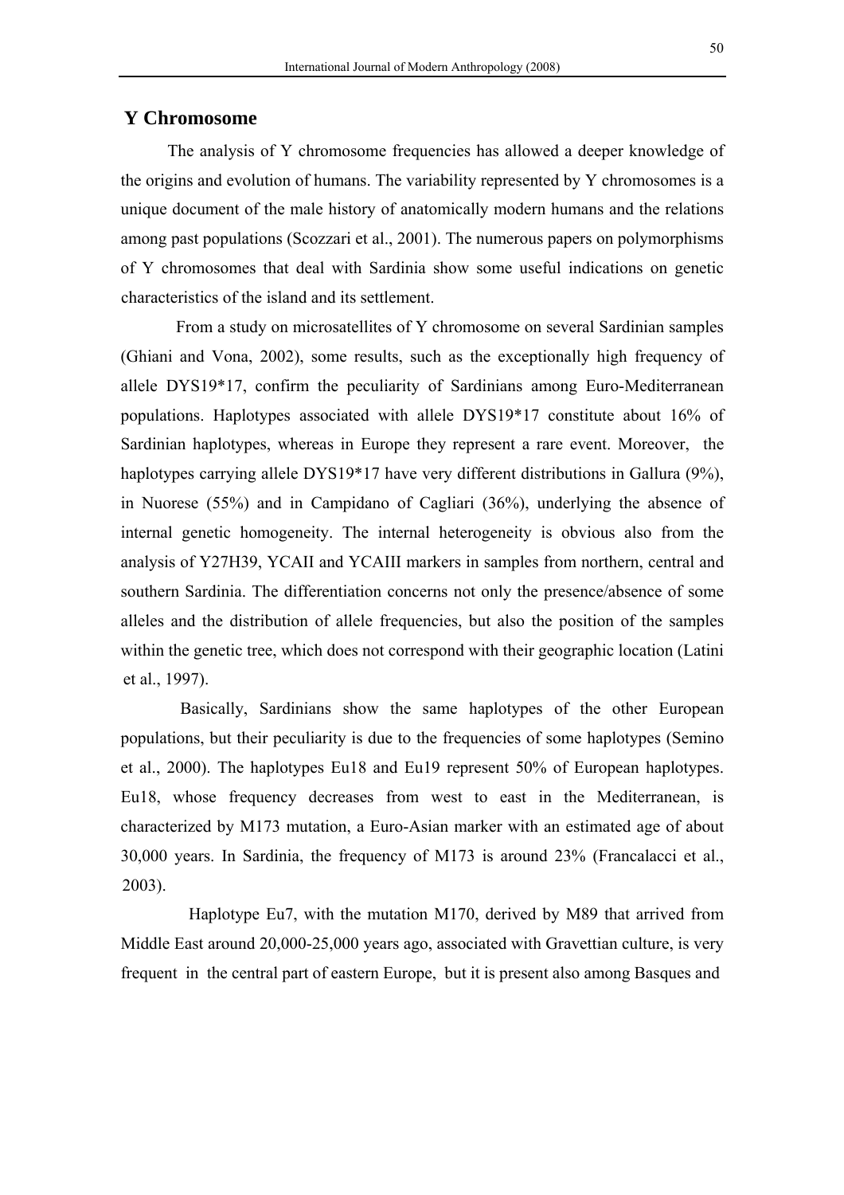## Y Chromosome

The analysis of Y chromosome frequencies has allowed a deeper knowledge of the origins and evolution of humans. The variability represented by Y chromosomes is a unique document of the male history of anatomically modern humans and the relations among past populations (Scozzari et al., 2001). The numerous papers on polymorphisms of Y chromosomes that deal with Sardinia show some useful indications on genetic characteristics of the island and its settlement.

From a study on microsatellites of Y chromosome on several Sardinian samples (Ghiani and Vona, 2002), some results, such as the exceptionally high frequency of allele DYS19*17, confirm the peculiarity of Sardinians among Euro-Mediterranean populations. Haplotypes associated with allele DYS19*17 constitute about 16% of Sardinian haplotypes, whereas in Europe they represent a rare event. Moreover, the haplotypes carrying allele DYS19*17 have very different distributions in Gallura (9%), in Nuorese (55%) and in Campidano of Cagliari (36%), underlying the absence of internal genetic homogeneity. The internal heterogeneity is obvious also from the analysis of Y27H39, YCAII and YCAIII markers in samples from northern, central and southern Sardinia. The differentiation concerns not only the presence/absence of some alleles and the distribution of allele frequencies, but also the position of the samples within the genetic tree, which does not correspond with their geographic location (Latini et al., 1997).

Basically, Sardinians show the same haplotypes of the other European populations, but their peculiarity is due to the frequencies of some haplotypes (Semino et al., 2000). The haplotypes Eu18 and Eu19 represent 50% of European haplotypes. Eu18, whose frequency decreases from west to east in the Mediterranean, is characterized by M173 mutation, a Euro-Asian marker with an estimated age of about 30,000 years. In Sardinia, the frequency of M173 is around 23% (Francalacci et al., 2003).

Haplotype Eu7, with the mutation M170, derived by M89 that arrived from Middle East around 20,000-25,000 years ago, associated with Gravettian culture, is very frequent in the central part of eastern Europe, but it is present also among Basques and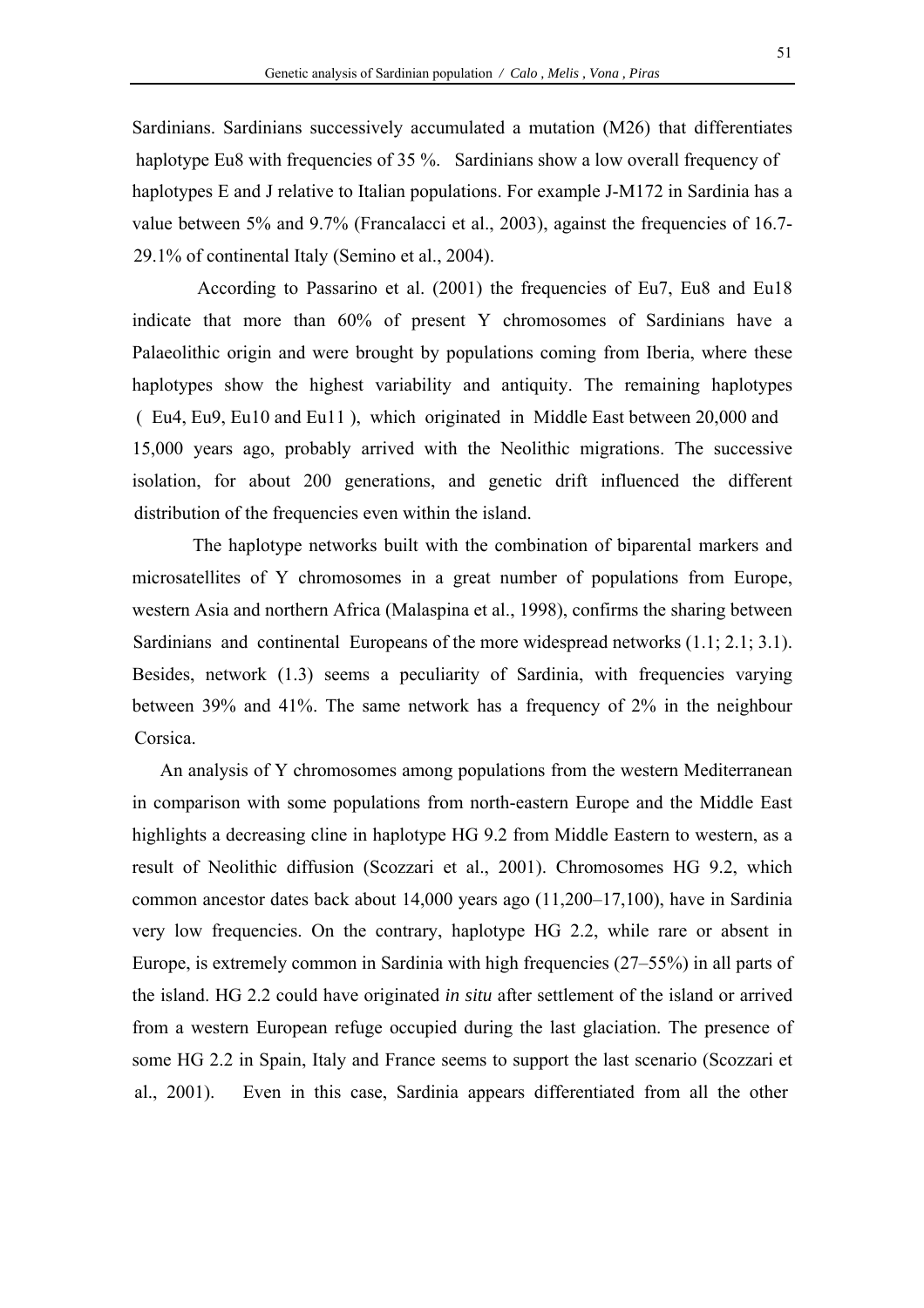Sardinians. Sardinians successively accumulated a mutation (M26) that differentiates haplotype Eu8 with frequencies of 35 %. Sardinians show a low overall frequency of haplotypes E and J relative to Italian populations. For example J-M172 in Sardinia has a value between 5% and 9.7% (Francalacci et al., 2003), against the frequencies of 16.7-29.1% of continental Italy (Semino et al., 2004).

According to Passarino et al. (2001) the frequencies of Eu7, Eu8 and Eu18 indicate that more than 60% of present Y chromosomes of Sardinians have a Palaeolithic origin and were brought by populations coming from Iberia, where these haplotypes show the highest variability and antiquity. The remaining haplotypes ( Eu4, Eu9, Eu10 and Eu11 ), which originated in Middle East between 20,000 and 15,000 years ago, probably arrived with the Neolithic migrations. The successive isolation, for about 200 generations, and genetic drift influenced the different distribution of the frequencies even within the island.

The haplotype networks built with the combination of biparental markers and microsatellites of Y chromosomes in a great number of populations from Europe, western Asia and northern Africa (Malaspina et al., 1998), confirms the sharing between Sardinians and continental Europeans of the more widespread networks (1.1; 2.1; 3.1). Besides, network (1.3) seems a peculiarity of Sardinia, with frequencies varying between 39% and 41%. The same network has a frequency of 2% in the neighbour Corsica.

An analysis of Y chromosomes among populations from the western Mediterranean in comparison with some populations from north-eastern Europe and the Middle East highlights a decreasing cline in haplotype HG 9.2 from Middle Eastern to western, as a result of Neolithic diffusion (Scozzari et al., 2001). Chromosomes HG 9.2, which common ancestor dates back about 14,000 years ago (11,200–17,100), have in Sardinia very low frequencies. On the contrary, haplotype HG 2.2, while rare or absent in Europe, is extremely common in Sardinia with high frequencies (27–55%) in all parts of the island. HG 2.2 could have originated *in situ* after settlement of the island or arrived from a western European refuge occupied during the last glaciation. The presence of some HG 2.2 in Spain, Italy and France seems to support the last scenario (Scozzari et al., 2001). Even in this case, Sardinia appears differentiated from all the other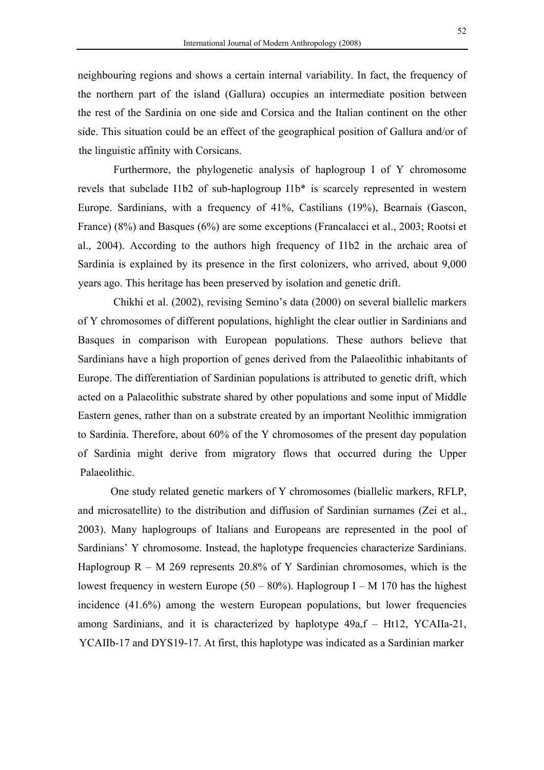neighbouring regions and shows a certain internal variability. In fact, the frequency of the northern part of the island (Gallura) occupies an intermediate position between the rest of the Sardinia on one side and Corsica and the Italian continent on the other side. This situation could be an effect of the geographical position of Gallura and/or of the linguistic affinity with Corsicans.

Furthermore, the phylogenetic analysis of haplogroup I of Y chromosome revels that subclade I1b2 of sub-haplogroup I1b* is scarcely represented in western Europe. Sardinians, with a frequency of 41%, Castilians (19%), Bearnais (Gascon, France) (8%) and Basques (6%) are some exceptions (Francalacci et al., 2003; Rootsi et al., 2004). According to the authors high frequency of I1b2 in the archaic area of Sardinia is explained by its presence in the first colonizers, who arrived, about 9,000 years ago. This heritage has been preserved by isolation and genetic drift.

Chikhi et al. (2002), revising Semino's data (2000) on several biallelic markers of Y chromosomes of different populations, highlight the clear outlier in Sardinians and Basques in comparison with European populations. These authors believe that Sardinians have a high proportion of genes derived from the Palaeolithic inhabitants of Europe. The differentiation of Sardinian populations is attributed to genetic drift, which acted on a Palaeolithic substrate shared by other populations and some input of Middle Eastern genes, rather than on a substrate created by an important Neolithic immigration to Sardinia. Therefore, about 60% of the Y chromosomes of the present day population of Sardinia might derive from migratory flows that occurred during the Upper Palaeolithic.

One study related genetic markers of Y chromosomes (biallelic markers, RFLP, and microsatellite) to the distribution and diffusion of Sardinian surnames (Zei et al., 2003). Many haplogroups of Italians and Europeans are represented in the pool of Sardinians' Y chromosome. Instead, the haplotype frequencies characterize Sardinians. Haplogroup R – M 269 represents 20.8% of Y Sardinian chromosomes, which is the lowest frequency in western Europe (50 – 80%). Haplogroup I – M 170 has the highest incidence (41.6%) among the western European populations, but lower frequencies among Sardinians, and it is characterized by haplotype 49a,f – Ht12, YCAIIa-21, YCAIIb-17 and DYS19-17. At first, this haplotype was indicated as a Sardinian marker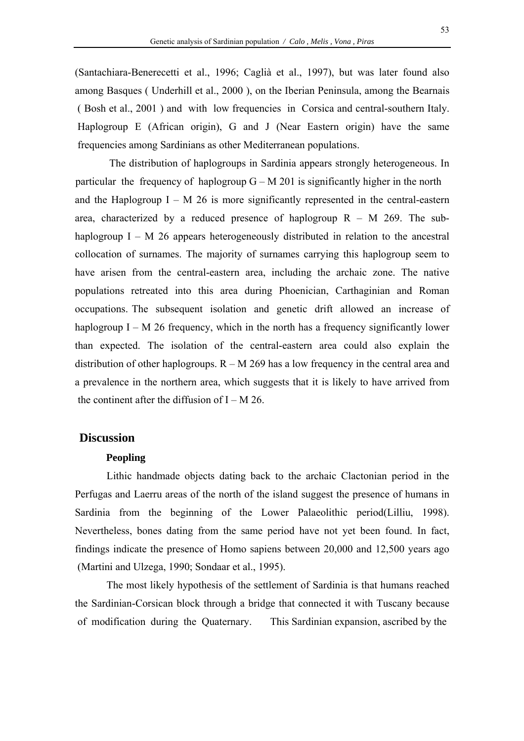(Santachiara-Benerecetti et al., 1996; Caglià et al., 1997), but was later found also among Basques ( Underhill et al., 2000 ), on the Iberian Peninsula, among the Bearnais ( Bosh et al., 2001 ) and with low frequencies in Corsica and central-southern Italy. Haplogroup E (African origin), G and J (Near Eastern origin) have the same frequencies among Sardinians as other Mediterranean populations.

The distribution of haplogroups in Sardinia appears strongly heterogeneous. In particular the frequency of haplogroup G – M 201 is significantly higher in the north and the Haplogroup I – M 26 is more significantly represented in the central-eastern area, characterized by a reduced presence of haplogroup R – M 269. The sub-haplogroup I – M 26 appears heterogeneously distributed in relation to the ancestral collocation of surnames. The majority of surnames carrying this haplogroup seem to have arisen from the central-eastern area, including the archaic zone. The native populations retreated into this area during Phoenician, Carthaginian and Roman occupations. The subsequent isolation and genetic drift allowed an increase of haplogroup I – M 26 frequency, which in the north has a frequency significantly lower than expected. The isolation of the central-eastern area could also explain the distribution of other haplogroups. R – M 269 has a low frequency in the central area and a prevalence in the northern area, which suggests that it is likely to have arrived from the continent after the diffusion of I – M 26.

## Discussion

### Peopling

Lithic handmade objects dating back to the archaic Clactonian period in the Perfugas and Laerru areas of the north of the island suggest the presence of humans in Sardinia from the beginning of the Lower Palaeolithic period(Lilliu, 1998). Nevertheless, bones dating from the same period have not yet been found. In fact, findings indicate the presence of Homo sapiens between 20,000 and 12,500 years ago (Martini and Ulzega, 1990; Sondaar et al., 1995).

The most likely hypothesis of the settlement of Sardinia is that humans reached the Sardinian-Corsican block through a bridge that connected it with Tuscany because of modification during the Quaternary. This Sardinian expansion, ascribed by the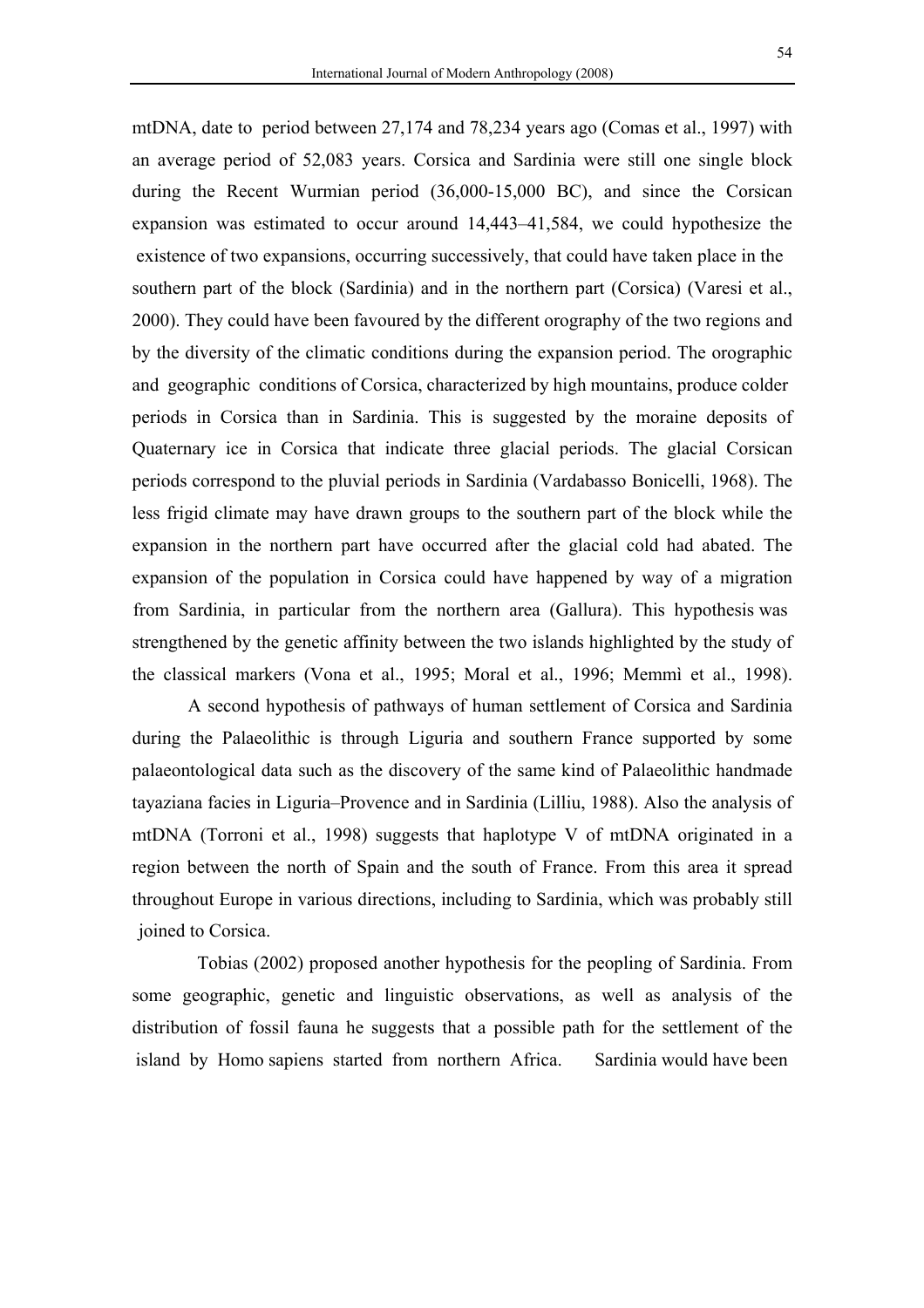mtDNA, date to period between 27,174 and 78,234 years ago (Comas et al., 1997) with an average period of 52,083 years. Corsica and Sardinia were still one single block during the Recent Wurmian period (36,000-15,000 BC), and since the Corsican expansion was estimated to occur around 14,443–41,584, we could hypothesize the existence of two expansions, occurring successively, that could have taken place in the southern part of the block (Sardinia) and in the northern part (Corsica) (Varesi et al., 2000). They could have been favoured by the different orography of the two regions and by the diversity of the climatic conditions during the expansion period. The orographic and geographic conditions of Corsica, characterized by high mountains, produce colder periods in Corsica than in Sardinia. This is suggested by the moraine deposits of Quaternary ice in Corsica that indicate three glacial periods. The glacial Corsican periods correspond to the pluvial periods in Sardinia (Vardabasso Bonicelli, 1968). The less frigid climate may have drawn groups to the southern part of the block while the expansion in the northern part have occurred after the glacial cold had abated. The expansion of the population in Corsica could have happened by way of a migration from Sardinia, in particular from the northern area (Gallura). This hypothesis was strengthened by the genetic affinity between the two islands highlighted by the study of the classical markers (Vona et al., 1995; Moral et al., 1996; Memmì et al., 1998).

A second hypothesis of pathways of human settlement of Corsica and Sardinia during the Palaeolithic is through Liguria and southern France supported by some palaeontological data such as the discovery of the same kind of Palaeolithic handmade tayaziana facies in Liguria–Provence and in Sardinia (Lilliu, 1988). Also the analysis of mtDNA (Torroni et al., 1998) suggests that haplotype V of mtDNA originated in a region between the north of Spain and the south of France. From this area it spread throughout Europe in various directions, including to Sardinia, which was probably still joined to Corsica.

Tobias (2002) proposed another hypothesis for the peopling of Sardinia. From some geographic, genetic and linguistic observations, as well as analysis of the distribution of fossil fauna he suggests that a possible path for the settlement of the island by Homo sapiens started from northern Africa. Sardinia would have been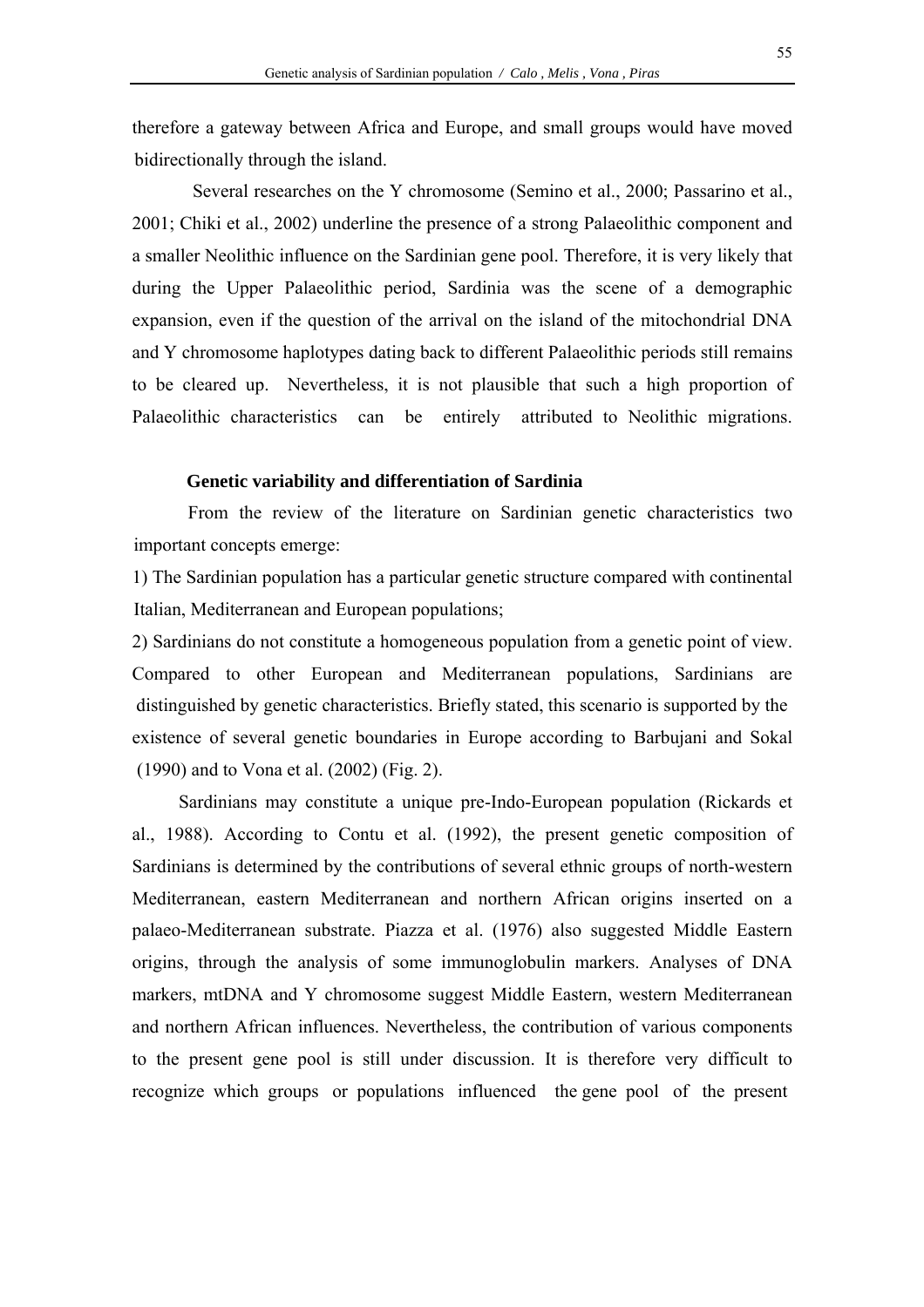therefore a gateway between Africa and Europe, and small groups would have moved bidirectionally through the island.

Several researches on the Y chromosome (Semino et al., 2000; Passarino et al., 2001; Chiki et al., 2002) underline the presence of a strong Palaeolithic component and a smaller Neolithic influence on the Sardinian gene pool. Therefore, it is very likely that during the Upper Palaeolithic period, Sardinia was the scene of a demographic expansion, even if the question of the arrival on the island of the mitochondrial DNA and Y chromosome haplotypes dating back to different Palaeolithic periods still remains to be cleared up. Nevertheless, it is not plausible that such a high proportion of Palaeolithic characteristics can be entirely attributed to Neolithic migrations.

**Genetic variability and differentiation of Sardinia**

From the review of the literature on Sardinian genetic characteristics two important concepts emerge:

1) The Sardinian population has a particular genetic structure compared with continental Italian, Mediterranean and European populations;

2) Sardinians do not constitute a homogeneous population from a genetic point of view.

Compared to other European and Mediterranean populations, Sardinians are distinguished by genetic characteristics. Briefly stated, this scenario is supported by the existence of several genetic boundaries in Europe according to Barbujani and Sokal (1990) and to Vona et al. (2002) (Fig. 2).

Sardinians may constitute a unique pre-Indo-European population (Rickards et al., 1988). According to Contu et al. (1992), the present genetic composition of Sardinians is determined by the contributions of several ethnic groups of north-western Mediterranean, eastern Mediterranean and northern African origins inserted on a palaeo-Mediterranean substrate. Piazza et al. (1976) also suggested Middle Eastern origins, through the analysis of some immunoglobulin markers. Analyses of DNA markers, mtDNA and Y chromosome suggest Middle Eastern, western Mediterranean and northern African influences. Nevertheless, the contribution of various components to the present gene pool is still under discussion. It is therefore very difficult to recognize which groups or populations influenced the gene pool of the present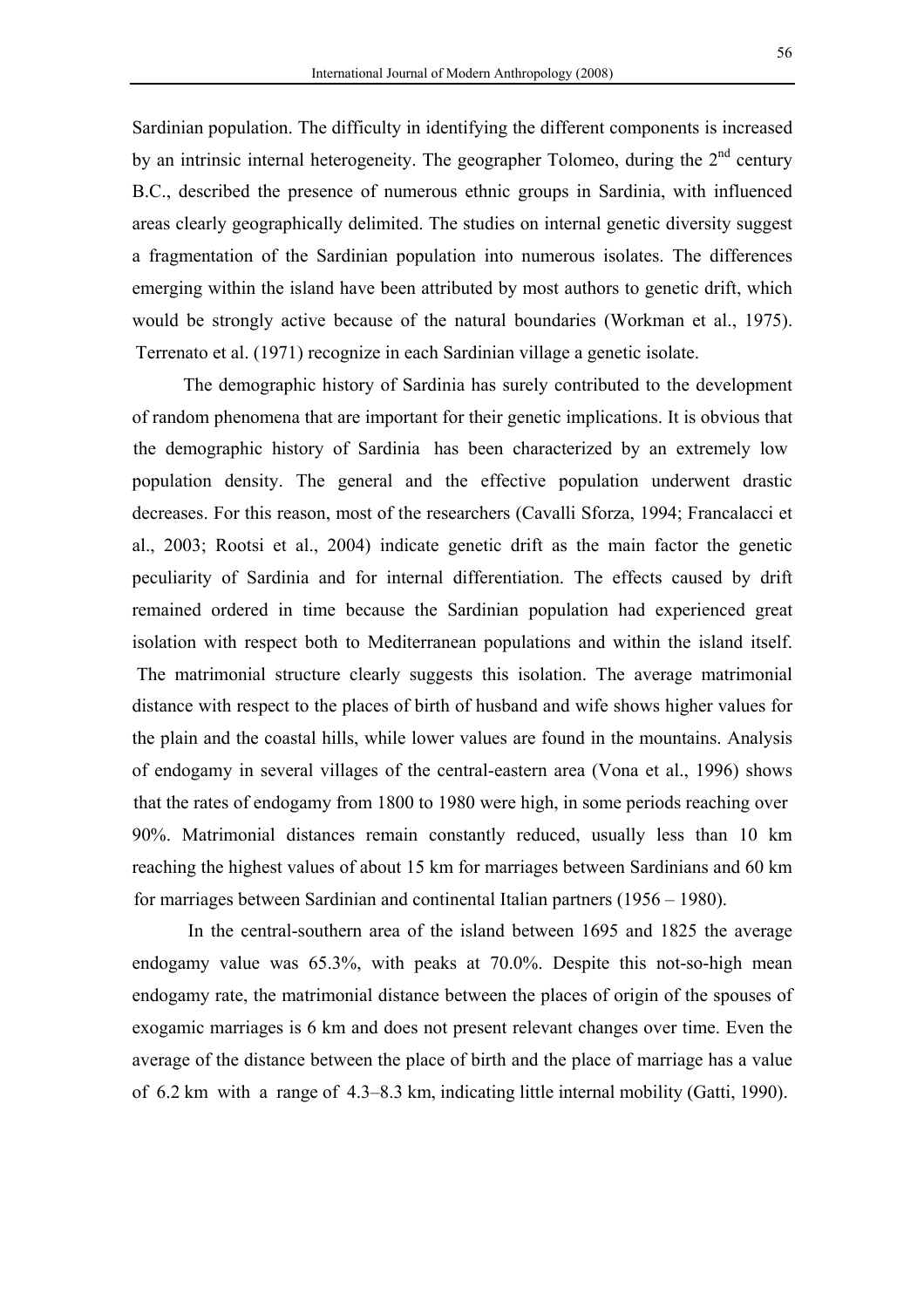Sardinian population. The difficulty in identifying the different components is increased by an intrinsic internal heterogeneity. The geographer Tolomeo, during the 2nd century B.C., described the presence of numerous ethnic groups in Sardinia, with influenced areas clearly geographically delimited. The studies on internal genetic diversity suggest a fragmentation of the Sardinian population into numerous isolates. The differences emerging within the island have been attributed by most authors to genetic drift, which would be strongly active because of the natural boundaries (Workman et al., 1975). Terrenato et al. (1971) recognize in each Sardinian village a genetic isolate.

The demographic history of Sardinia has surely contributed to the development of random phenomena that are important for their genetic implications. It is obvious that the demographic history of Sardinia has been characterized by an extremely low population density. The general and the effective population underwent drastic decreases. For this reason, most of the researchers (Cavalli Sforza, 1994; Francalacci et al., 2003; Rootsi et al., 2004) indicate genetic drift as the main factor the genetic peculiarity of Sardinia and for internal differentiation. The effects caused by drift remained ordered in time because the Sardinian population had experienced great isolation with respect both to Mediterranean populations and within the island itself. The matrimonial structure clearly suggests this isolation. The average matrimonial distance with respect to the places of birth of husband and wife shows higher values for the plain and the coastal hills, while lower values are found in the mountains. Analysis of endogamy in several villages of the central-eastern area (Vona et al., 1996) shows that the rates of endogamy from 1800 to 1980 were high, in some periods reaching over 90%. Matrimonial distances remain constantly reduced, usually less than 10 km reaching the highest values of about 15 km for marriages between Sardinians and 60 km for marriages between Sardinian and continental Italian partners (1956 – 1980).

In the central-southern area of the island between 1695 and 1825 the average endogamy value was 65.3%, with peaks at 70.0%. Despite this not-so-high mean endogamy rate, the matrimonial distance between the places of origin of the spouses of exogamic marriages is 6 km and does not present relevant changes over time. Even the average of the distance between the place of birth and the place of marriage has a value of 6.2 km with a range of 4.3–8.3 km, indicating little internal mobility (Gatti, 1990).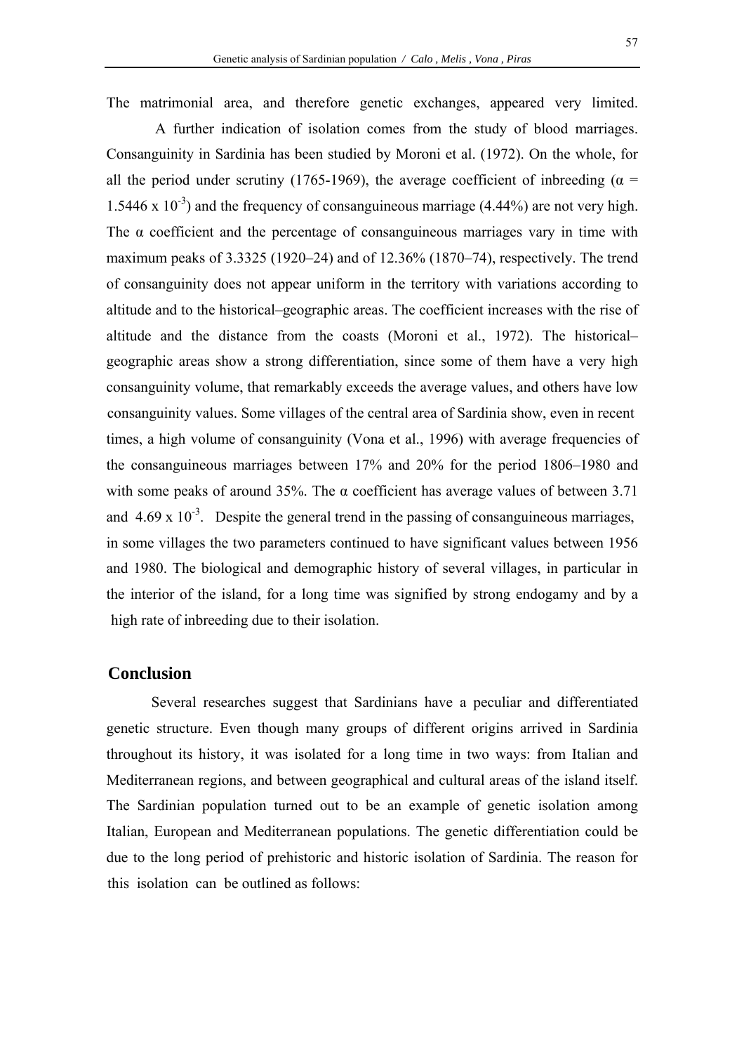The matrimonial area, and therefore genetic exchanges, appeared very limited.

A further indication of isolation comes from the study of blood marriages. Consanguinity in Sardinia has been studied by Moroni et al. (1972). On the whole, for all the period under scrutiny (1765-1969), the average coefficient of inbreeding ($\alpha = 1.5446 \times 10^{-3}$) and the frequency of consanguineous marriage (4.44%) are not very high. The α coefficient and the percentage of consanguineous marriages vary in time with maximum peaks of 3.3325 (1920–24) and of 12.36% (1870–74), respectively. The trend of consanguinity does not appear uniform in the territory with variations according to altitude and to the historical–geographic areas. The coefficient increases with the rise of altitude and the distance from the coasts (Moroni et al., 1972). The historical–geographic areas show a strong differentiation, since some of them have a very high consanguinity volume, that remarkably exceeds the average values, and others have low consanguinity values. Some villages of the central area of Sardinia show, even in recent times, a high volume of consanguinity (Vona et al., 1996) with average frequencies of the consanguineous marriages between 17% and 20% for the period 1806–1980 and with some peaks of around 35%. The α coefficient has average values of between 3.71 and $4.69 \times 10^{-3}$. Despite the general trend in the passing of consanguineous marriages, in some villages the two parameters continued to have significant values between 1956 and 1980. The biological and demographic history of several villages, in particular in the interior of the island, for a long time was signified by strong endogamy and by a high rate of inbreeding due to their isolation.

## Conclusion

Several researches suggest that Sardinians have a peculiar and differentiated genetic structure. Even though many groups of different origins arrived in Sardinia throughout its history, it was isolated for a long time in two ways: from Italian and Mediterranean regions, and between geographical and cultural areas of the island itself. The Sardinian population turned out to be an example of genetic isolation among Italian, European and Mediterranean populations. The genetic differentiation could be due to the long period of prehistoric and historic isolation of Sardinia. The reason for this isolation can be outlined as follows: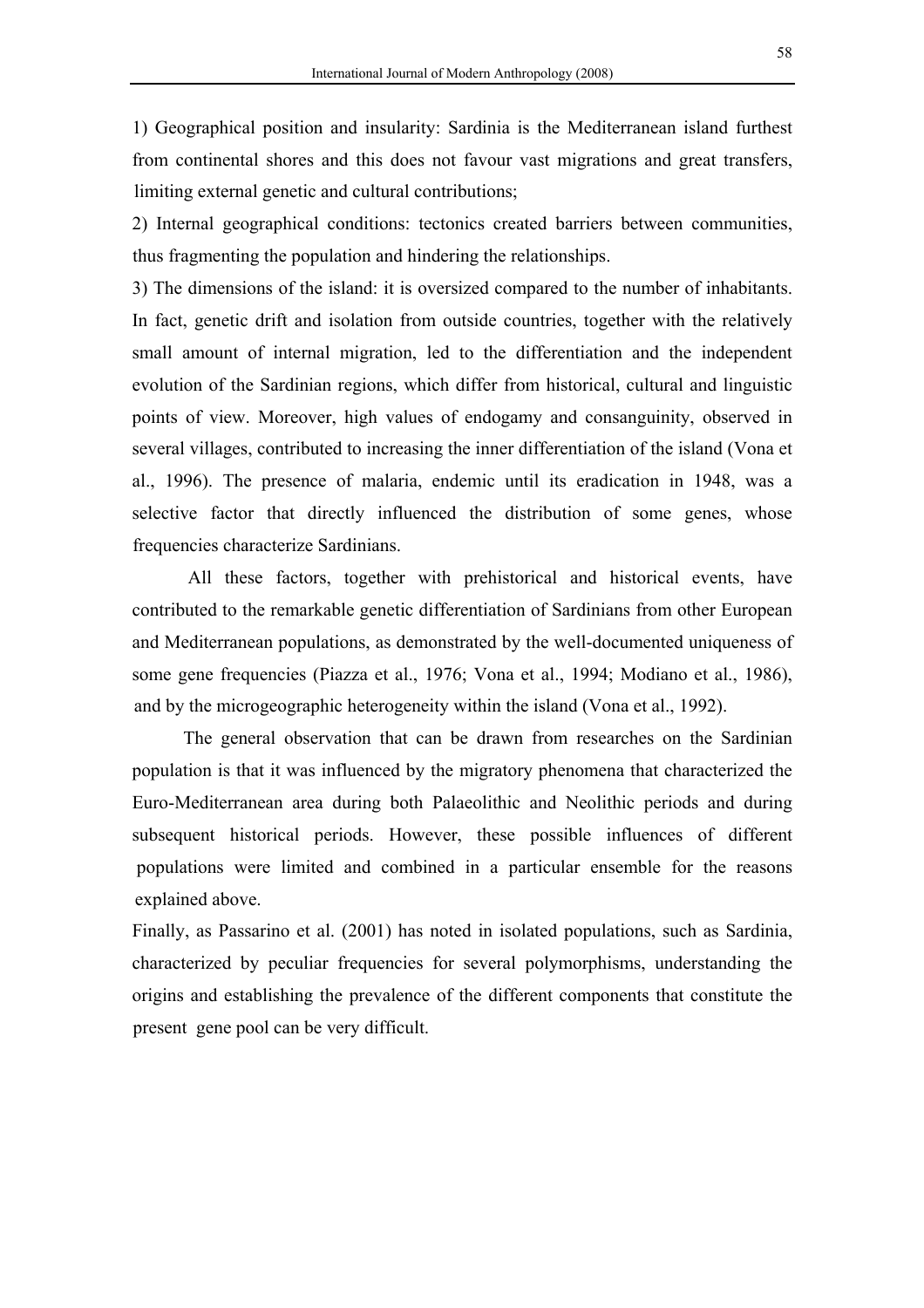1) Geographical position and insularity: Sardinia is the Mediterranean island furthest from continental shores and this does not favour vast migrations and great transfers, limiting external genetic and cultural contributions;

2) Internal geographical conditions: tectonics created barriers between communities, thus fragmenting the population and hindering the relationships.

3) The dimensions of the island: it is oversized compared to the number of inhabitants. In fact, genetic drift and isolation from outside countries, together with the relatively small amount of internal migration, led to the differentiation and the independent evolution of the Sardinian regions, which differ from historical, cultural and linguistic points of view. Moreover, high values of endogamy and consanguinity, observed in several villages, contributed to increasing the inner differentiation of the island (Vona et al., 1996). The presence of malaria, endemic until its eradication in 1948, was a selective factor that directly influenced the distribution of some genes, whose frequencies characterize Sardinians.

All these factors, together with prehistorical and historical events, have contributed to the remarkable genetic differentiation of Sardinians from other European and Mediterranean populations, as demonstrated by the well-documented uniqueness of some gene frequencies (Piazza et al., 1976; Vona et al., 1994; Modiano et al., 1986), and by the microgeographic heterogeneity within the island (Vona et al., 1992).

The general observation that can be drawn from researches on the Sardinian population is that it was influenced by the migratory phenomena that characterized the Euro-Mediterranean area during both Palaeolithic and Neolithic periods and during subsequent historical periods. However, these possible influences of different populations were limited and combined in a particular ensemble for the reasons explained above.

Finally, as Passarino et al. (2001) has noted in isolated populations, such as Sardinia, characterized by peculiar frequencies for several polymorphisms, understanding the origins and establishing the prevalence of the different components that constitute the present gene pool can be very difficult.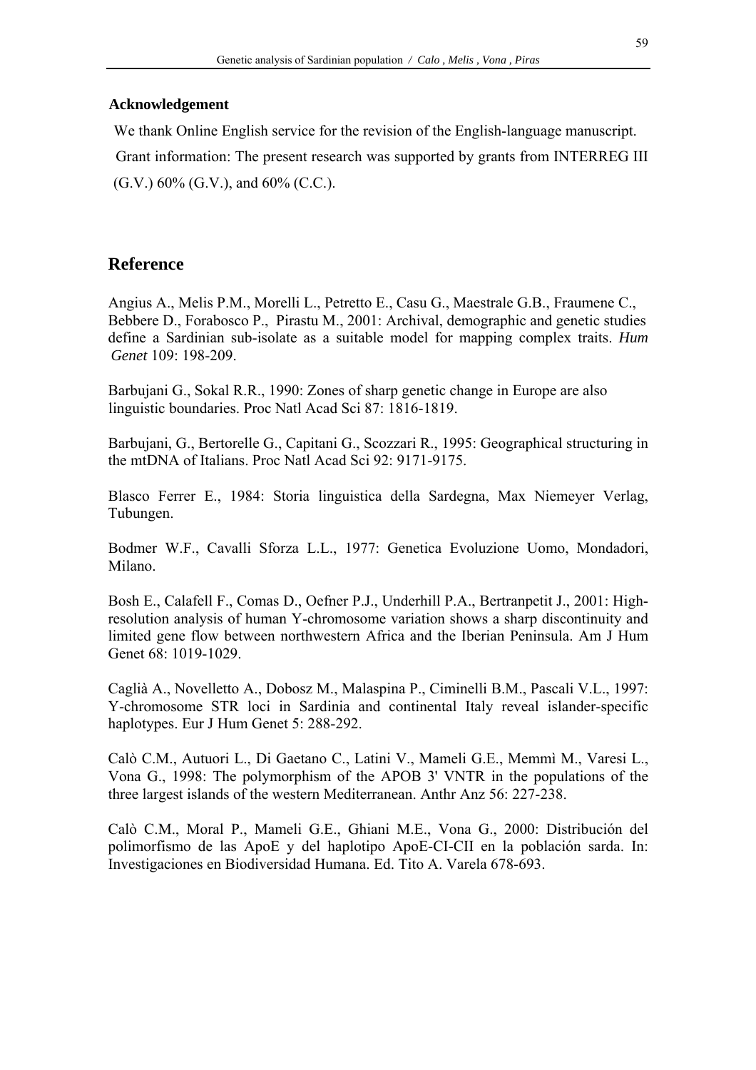**Acknowledgement**

We thank Online English service for the revision of the English-language manuscript.

Grant information: The present research was supported by grants from INTERREG III (G.V.) 60% (G.V.), and 60% (C.C.).

## Reference

Angius A., Melis P.M., Morelli L., Petretto E., Casu G., Maestrale G.B., Fraumene C., Bebbere D., Forabosco P., Pirastu M., 2001: Archival, demographic and genetic studies define a Sardinian sub-isolate as a suitable model for mapping complex traits. *Hum Genet* 109: 198-209.

Barbujani G., Sokal R.R., 1990: Zones of sharp genetic change in Europe are also linguistic boundaries. Proc Natl Acad Sci 87: 1816-1819.

Barbujani, G., Bertorelle G., Capitani G., Scozzari R., 1995: Geographical structuring in the mtDNA of Italians. Proc Natl Acad Sci 92: 9171-9175.

Blasco Ferrer E., 1984: Storia linguistica della Sardegna, Max Niemeyer Verlag, Tubungen.

Bodmer W.F., Cavalli Sforza L.L., 1977: Genetica Evoluzione Uomo, Mondadori, Milano.

Bosh E., Calafell F., Comas D., Oefner P.J., Underhill P.A., Bertranpetit J., 2001: High-resolution analysis of human Y-chromosome variation shows a sharp discontinuity and limited gene flow between northwestern Africa and the Iberian Peninsula. Am J Hum Genet 68: 1019-1029.

Caglià A., Novelletto A., Dobosz M., Malaspina P., Ciminelli B.M., Pascali V.L., 1997: Y-chromosome STR loci in Sardinia and continental Italy reveal islander-specific haplotypes. Eur J Hum Genet 5: 288-292.

Calò C.M., Autuori L., Di Gaetano C., Latini V., Mameli G.E., Memmì M., Varesi L., Vona G., 1998: The polymorphism of the APOB 3' VNTR in the populations of the three largest islands of the western Mediterranean. Anthr Anz 56: 227-238.

Calò C.M., Moral P., Mameli G.E., Ghiani M.E., Vona G., 2000: Distribución del polimorfismo de las ApoE y del haplotipo ApoE-CI-CII en la población sarda. In: Investigaciones en Biodiversidad Humana. Ed. Tito A. Varela 678-693.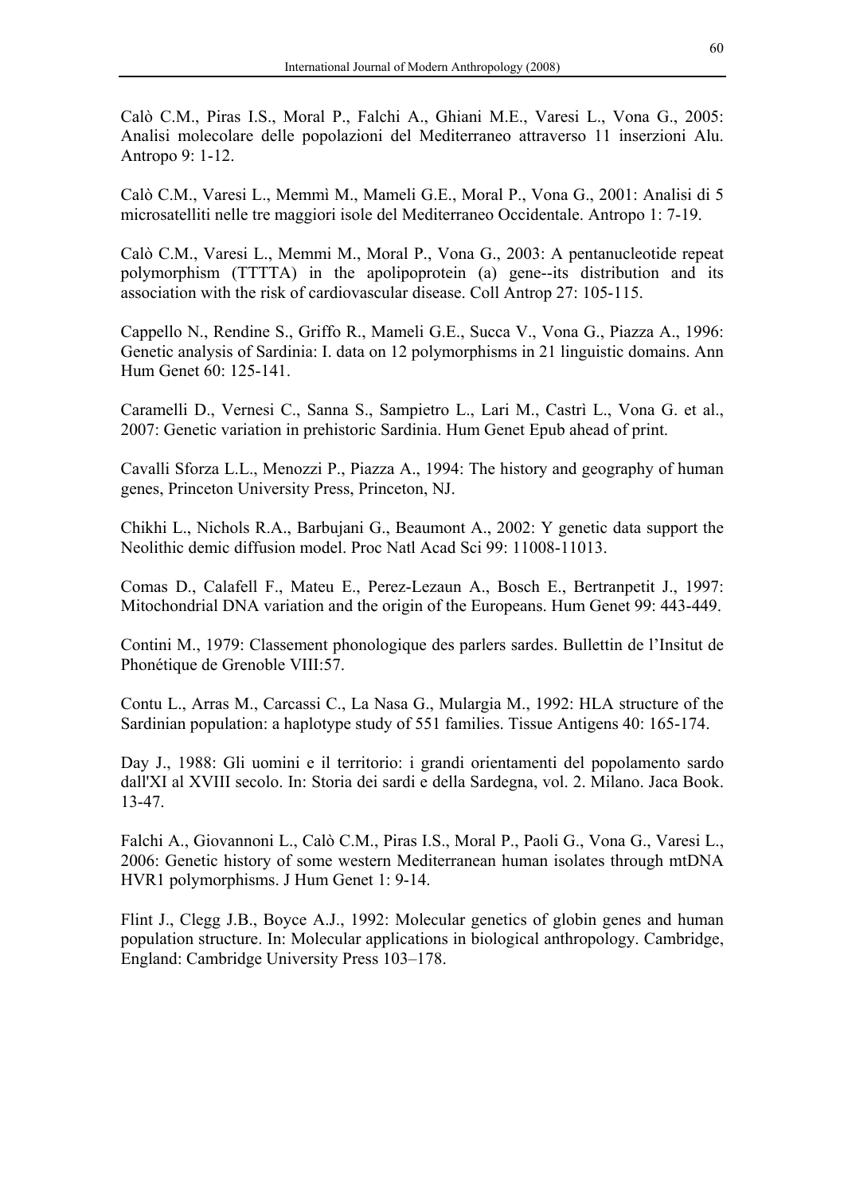Calò C.M., Piras I.S., Moral P., Falchi A., Ghiani M.E., Varesi L., Vona G., 2005: Analisi molecolare delle popolazioni del Mediterraneo attraverso 11 inserzioni Alu. Antropo 9: 1-12.

Calò C.M., Varesi L., Memmì M., Mameli G.E., Moral P., Vona G., 2001: Analisi di 5 microsatelliti nelle tre maggiori isole del Mediterraneo Occidentale. Antropo 1: 7-19.

Calò C.M., Varesi L., Memmi M., Moral P., Vona G., 2003: A pentanucleotide repeat polymorphism (TTTTA) in the apolipoprotein (a) gene--its distribution and its association with the risk of cardiovascular disease. Coll Antrop 27: 105-115.

Cappello N., Rendine S., Griffo R., Mameli G.E., Succa V., Vona G., Piazza A., 1996: Genetic analysis of Sardinia: I. data on 12 polymorphisms in 21 linguistic domains. Ann Hum Genet 60: 125-141.

Caramelli D., Vernesi C., Sanna S., Sampietro L., Lari M., Castrì L., Vona G. et al., 2007: Genetic variation in prehistoric Sardinia. Hum Genet Epub ahead of print.

Cavalli Sforza L.L., Menozzi P., Piazza A., 1994: The history and geography of human genes, Princeton University Press, Princeton, NJ.

Chikhi L., Nichols R.A., Barbujani G., Beaumont A., 2002: Y genetic data support the Neolithic demic diffusion model. Proc Natl Acad Sci 99: 11008-11013.

Comas D., Calafell F., Mateu E., Perez-Lezaun A., Bosch E., Bertranpetit J., 1997: Mitochondrial DNA variation and the origin of the Europeans. Hum Genet 99: 443-449.

Contini M., 1979: Classement phonologique des parlers sardes. Bullettin de l'Insitut de Phonétique de Grenoble VIII:57.

Contu L., Arras M., Carcassi C., La Nasa G., Mulargia M., 1992: HLA structure of the Sardinian population: a haplotype study of 551 families. Tissue Antigens 40: 165-174.

Day J., 1988: Gli uomini e il territorio: i grandi orientamenti del popolamento sardo dall'XI al XVIII secolo. In: Storia dei sardi e della Sardegna, vol. 2. Milano. Jaca Book. 13-47.

Falchi A., Giovannoni L., Calò C.M., Piras I.S., Moral P., Paoli G., Vona G., Varesi L., 2006: Genetic history of some western Mediterranean human isolates through mtDNA HVR1 polymorphisms. J Hum Genet 1: 9-14.

Flint J., Clegg J.B., Boyce A.J., 1992: Molecular genetics of globin genes and human population structure. In: Molecular applications in biological anthropology. Cambridge, England: Cambridge University Press 103–178.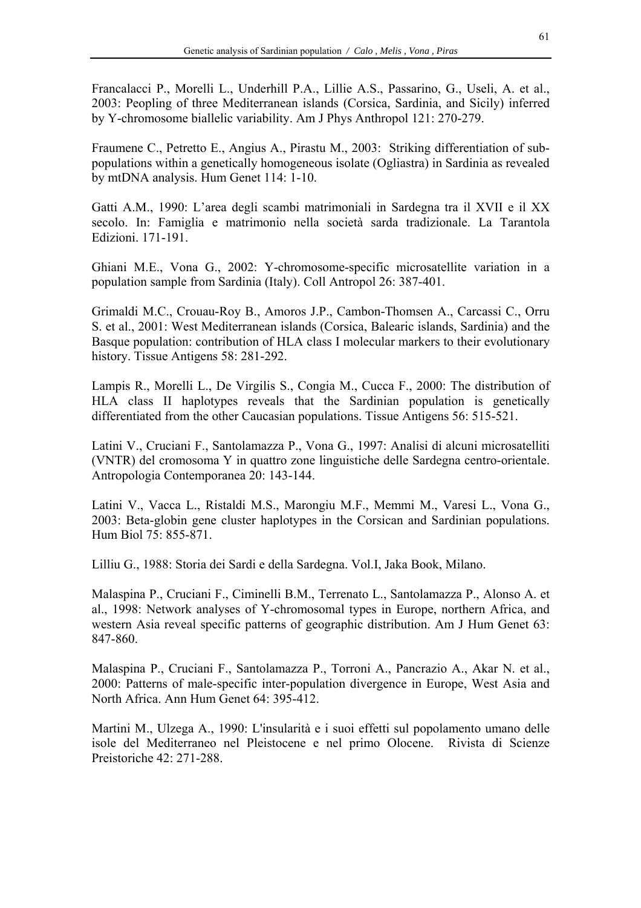Francalacci P., Morelli L., Underhill P.A., Lillie A.S., Passarino, G., Useli, A. et al., 2003: Peopling of three Mediterranean islands (Corsica, Sardinia, and Sicily) inferred by Y-chromosome biallelic variability. Am J Phys Anthropol 121: 270-279.

Fraumene C., Petretto E., Angius A., Pirastu M., 2003: Striking differentiation of sub-populations within a genetically homogeneous isolate (Ogliastra) in Sardinia as revealed by mtDNA analysis. Hum Genet 114: 1-10.

Gatti A.M., 1990: L'area degli scambi matrimoniali in Sardegna tra il XVII e il XX secolo. In: Famiglia e matrimonio nella società sarda tradizionale. La Tarantola Edizioni. 171-191.

Ghiani M.E., Vona G., 2002: Y-chromosome-specific microsatellite variation in a population sample from Sardinia (Italy). Coll Antropol 26: 387-401.

Grimaldi M.C., Crouau-Roy B., Amoros J.P., Cambon-Thomsen A., Carcassi C., Orru S. et al., 2001: West Mediterranean islands (Corsica, Balearic islands, Sardinia) and the Basque population: contribution of HLA class I molecular markers to their evolutionary history. Tissue Antigens 58: 281-292.

Lampis R., Morelli L., De Virgilis S., Congia M., Cucca F., 2000: The distribution of HLA class II haplotypes reveals that the Sardinian population is genetically differentiated from the other Caucasian populations. Tissue Antigens 56: 515-521.

Latini V., Cruciani F., Santolamazza P., Vona G., 1997: Analisi di alcuni microsatelliti (VNTR) del cromosoma Y in quattro zone linguistiche delle Sardegna centro-orientale. Antropologia Contemporanea 20: 143-144.

Latini V., Vacca L., Ristaldi M.S., Marongiu M.F., Memmi M., Varesi L., Vona G., 2003: Beta-globin gene cluster haplotypes in the Corsican and Sardinian populations. Hum Biol 75: 855-871.

Lilliu G., 1988: Storia dei Sardi e della Sardegna. Vol.I, Jaka Book, Milano.

Malaspina P., Cruciani F., Ciminelli B.M., Terrenato L., Santolamazza P., Alonso A. et al., 1998: Network analyses of Y-chromosomal types in Europe, northern Africa, and western Asia reveal specific patterns of geographic distribution. Am J Hum Genet 63: 847-860.

Malaspina P., Cruciani F., Santolamazza P., Torroni A., Pancrazio A., Akar N. et al., 2000: Patterns of male-specific inter-population divergence in Europe, West Asia and North Africa. Ann Hum Genet 64: 395-412.

Martini M., Ulzega A., 1990: L'insularità e i suoi effetti sul popolamento umano delle isole del Mediterraneo nel Pleistocene e nel primo Olocene. Rivista di Scienze Preistoriche 42: 271-288.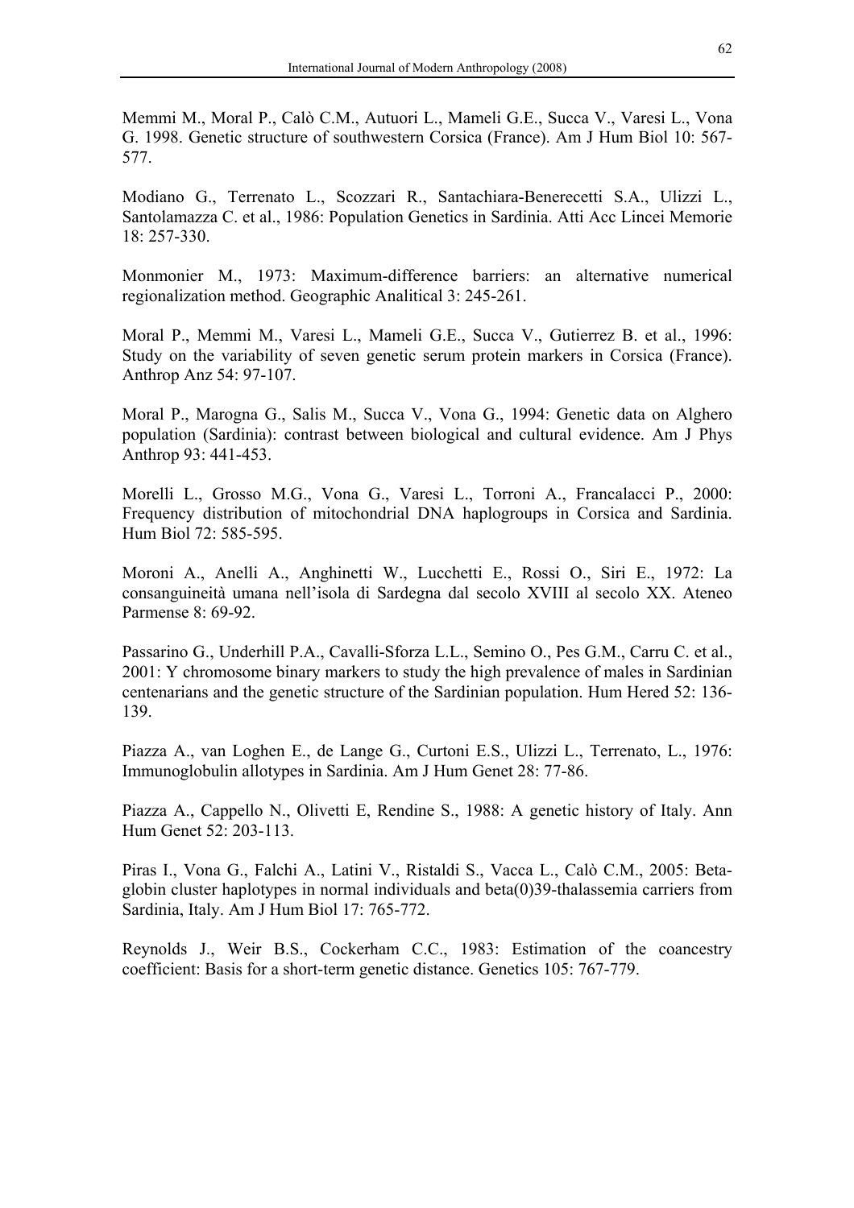Memmi M., Moral P., Calò C.M., Autuori L., Mameli G.E., Succa V., Varesi L., Vona G. 1998. Genetic structure of southwestern Corsica (France). Am J Hum Biol 10: 567-577.

Modiano G., Terrenato L., Scozzari R., Santachiara-Benerecetti S.A., Ulizzi L., Santolamazza C. et al., 1986: Population Genetics in Sardinia. Atti Acc Lincei Memorie 18: 257-330.

Monmonier M., 1973: Maximum-difference barriers: an alternative numerical regionalization method. Geographic Analitical 3: 245-261.

Moral P., Memmi M., Varesi L., Mameli G.E., Succa V., Gutierrez B. et al., 1996: Study on the variability of seven genetic serum protein markers in Corsica (France). Anthrop Anz 54: 97-107.

Moral P., Marogna G., Salis M., Succa V., Vona G., 1994: Genetic data on Alghero population (Sardinia): contrast between biological and cultural evidence. Am J Phys Anthrop 93: 441-453.

Morelli L., Grosso M.G., Vona G., Varesi L., Torroni A., Francalacci P., 2000: Frequency distribution of mitochondrial DNA haplogroups in Corsica and Sardinia. Hum Biol 72: 585-595.

Moroni A., Anelli A., Anghinetti W., Lucchetti E., Rossi O., Siri E., 1972: La consanguineità umana nell'isola di Sardegna dal secolo XVIII al secolo XX. Ateneo Parmense 8: 69-92.

Passarino G., Underhill P.A., Cavalli-Sforza L.L., Semino O., Pes G.M., Carru C. et al., 2001: Y chromosome binary markers to study the high prevalence of males in Sardinian centenarians and the genetic structure of the Sardinian population. Hum Hered 52: 136-139.

Piazza A., van Loghen E., de Lange G., Curtoni E.S., Ulizzi L., Terrenato, L., 1976: Immunoglobulin allotypes in Sardinia. Am J Hum Genet 28: 77-86.

Piazza A., Cappello N., Olivetti E, Rendine S., 1988: A genetic history of Italy. Ann Hum Genet 52: 203-113.

Piras I., Vona G., Falchi A., Latini V., Ristaldi S., Vacca L., Calò C.M., 2005: Beta-globin cluster haplotypes in normal individuals and beta(0)39-thalassemia carriers from Sardinia, Italy. Am J Hum Biol 17: 765-772.

Reynolds J., Weir B.S., Cockerham C.C., 1983: Estimation of the coancestry coefficient: Basis for a short-term genetic distance. Genetics 105: 767-779.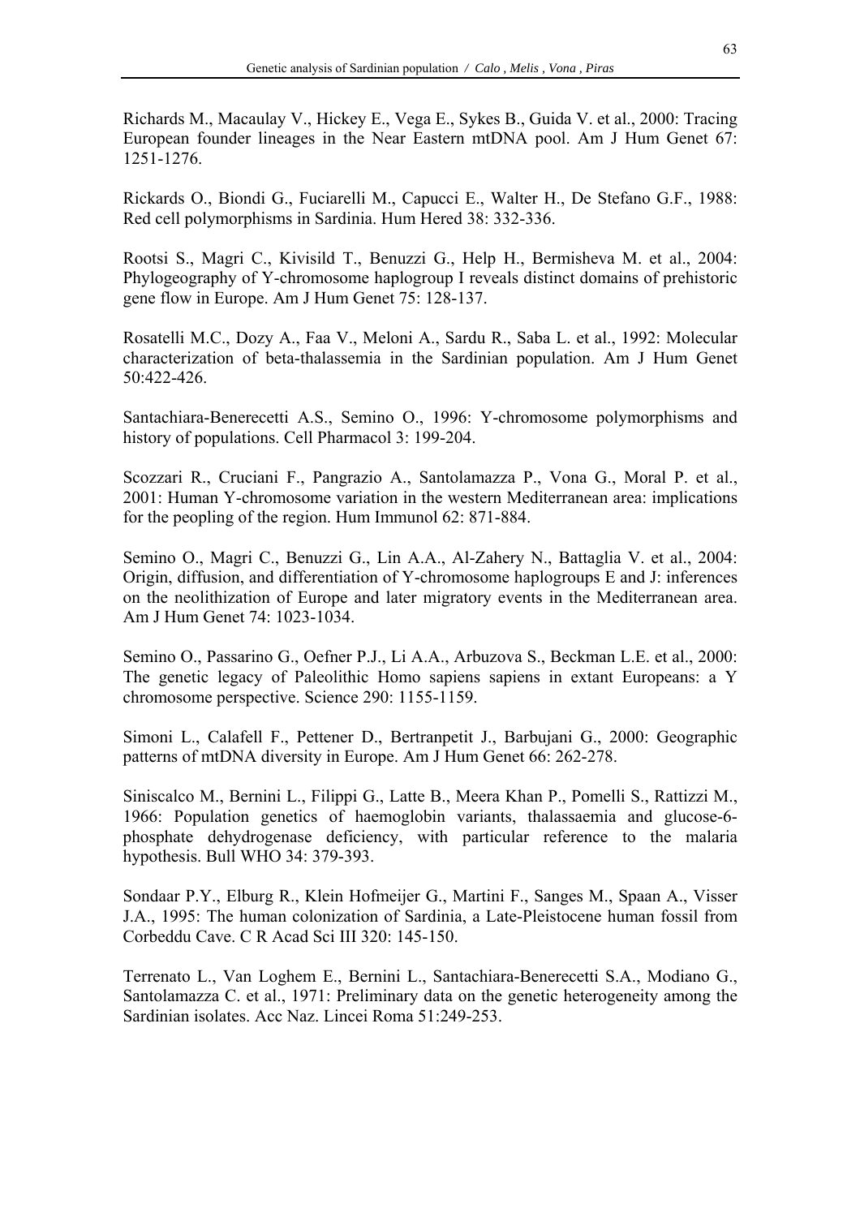Richards M., Macaulay V., Hickey E., Vega E., Sykes B., Guida V. et al., 2000: Tracing European founder lineages in the Near Eastern mtDNA pool. Am J Hum Genet 67: 1251-1276.

Rickards O., Biondi G., Fuciarelli M., Capucci E., Walter H., De Stefano G.F., 1988: Red cell polymorphisms in Sardinia. Hum Hered 38: 332-336.

Rootsi S., Magri C., Kivisild T., Benuzzi G., Help H., Bermisheva M. et al., 2004: Phylogeography of Y-chromosome haplogroup I reveals distinct domains of prehistoric gene flow in Europe. Am J Hum Genet 75: 128-137.

Rosatelli M.C., Dozy A., Faa V., Meloni A., Sardu R., Saba L. et al., 1992: Molecular characterization of beta-thalassemia in the Sardinian population. Am J Hum Genet 50:422-426.

Santachiara-Benerecetti A.S., Semino O., 1996: Y-chromosome polymorphisms and history of populations. Cell Pharmacol 3: 199-204.

Scozzari R., Cruciani F., Pangrazio A., Santolamazza P., Vona G., Moral P. et al., 2001: Human Y-chromosome variation in the western Mediterranean area: implications for the peopling of the region. Hum Immunol 62: 871-884.

Semino O., Magri C., Benuzzi G., Lin A.A., Al-Zahery N., Battaglia V. et al., 2004: Origin, diffusion, and differentiation of Y-chromosome haplogroups E and J: inferences on the neolithization of Europe and later migratory events in the Mediterranean area. Am J Hum Genet 74: 1023-1034.

Semino O., Passarino G., Oefner P.J., Li A.A., Arbuzova S., Beckman L.E. et al., 2000: The genetic legacy of Paleolithic Homo sapiens sapiens in extant Europeans: a Y chromosome perspective. Science 290: 1155-1159.

Simoni L., Calafell F., Pettener D., Bertranpetit J., Barbujani G., 2000: Geographic patterns of mtDNA diversity in Europe. Am J Hum Genet 66: 262-278.

Siniscalco M., Bernini L., Filippi G., Latte B., Meera Khan P., Pomelli S., Rattizzi M., 1966: Population genetics of haemoglobin variants, thalassaemia and glucose-6-phosphate dehydrogenase deficiency, with particular reference to the malaria hypothesis. Bull WHO 34: 379-393.

Sondaar P.Y., Elburg R., Klein Hofmeijer G., Martini F., Sanges M., Spaan A., Visser J.A., 1995: The human colonization of Sardinia, a Late-Pleistocene human fossil from Corbeddu Cave. C R Acad Sci III 320: 145-150.

Terrenato L., Van Loghem E., Bernini L., Santachiara-Benerecetti S.A., Modiano G., Santolamazza C. et al., 1971: Preliminary data on the genetic heterogeneity among the Sardinian isolates. Acc Naz. Lincei Roma 51:249-253.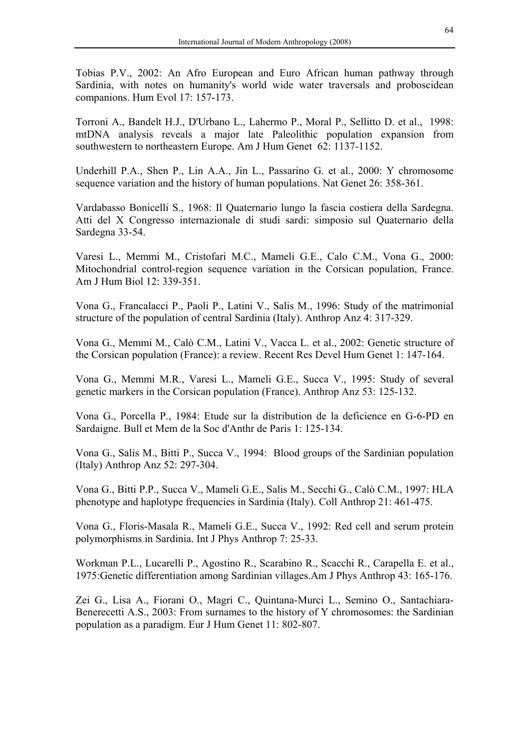Tobias P.V., 2002: An Afro European and Euro African human pathway through Sardinia, with notes on humanity's world wide water traversals and proboscidean companions. Hum Evol 17: 157-173.

Torroni A., Bandelt H.J., D'Urbano L., Lahermo P., Moral P., Sellitto D. et al., 1998: mtDNA analysis reveals a major late Paleolithic population expansion from southwestern to northeastern Europe. Am J Hum Genet 62: 1137-1152.

Underhill P.A., Shen P., Lin A.A., Jin L., Passarino G. et al., 2000: Y chromosome sequence variation and the history of human populations. Nat Genet 26: 358-361.

Vardabasso Bonicelli S., 1968: Il Quaternario lungo la fascia costiera della Sardegna. Atti del X Congresso internazionale di studi sardi: simposio sul Quaternario della Sardegna 33-54.

Varesi L., Memmi M., Cristofari M.C., Mameli G.E., Calo C.M., Vona G., 2000: Mitochondrial control-region sequence variation in the Corsican population, France. Am J Hum Biol 12: 339-351.

Vona G., Francalacci P., Paoli P., Latini V., Salis M., 1996: Study of the matrimonial structure of the population of central Sardinia (Italy). Anthrop Anz 4: 317-329.

Vona G., Memmi M., Calò C.M., Latini V., Vacca L. et al., 2002: Genetic structure of the Corsican population (France): a review. Recent Res Devel Hum Genet 1: 147-164.

Vona G., Memmi M.R., Varesi L., Mameli G.E., Succa V., 1995: Study of several genetic markers in the Corsican population (France). Anthrop Anz 53: 125-132.

Vona G., Porcella P., 1984: Etude sur la distribution de la deficience en G-6-PD en Sardaigne. Bull et Mem de la Soc d'Anthr de Paris 1: 125-134.

Vona G., Salis M., Bitti P., Succa V., 1994: Blood groups of the Sardinian population (Italy) Anthrop Anz 52: 297-304.

Vona G., Bitti P.P., Succa V., Mameli G.E., Salis M., Secchi G., Calò C.M., 1997: HLA phenotype and haplotype frequencies in Sardinia (Italy). Coll Anthrop 21: 461-475.

Vona G., Floris-Masala R., Mameli G.E., Succa V., 1992: Red cell and serum protein polymorphisms in Sardinia. Int J Phys Anthrop 7: 25-33.

Workman P.L., Lucarelli P., Agostino R., Scarabino R., Scacchi R., Carapella E. et al., 1975:Genetic differentiation among Sardinian villages.Am J Phys Anthrop 43: 165-176.

Zei G., Lisa A., Fiorani O., Magri C., Quintana-Murci L., Semino O., Santachiara-Benerecetti A.S., 2003: From surnames to the history of Y chromosomes: the Sardinian population as a paradigm. Eur J Hum Genet 11: 802-807.